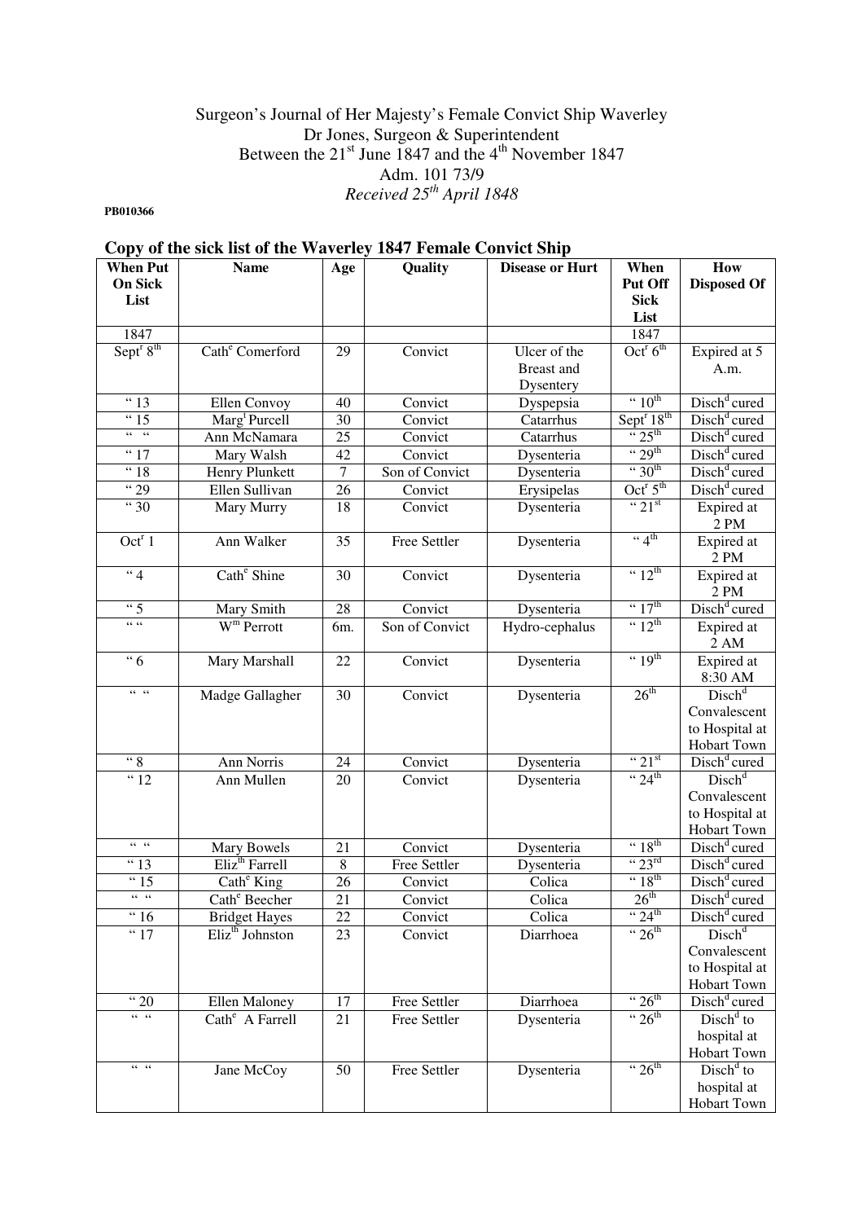Surgeon's Journal of Her Majesty's Female Convict Ship Waverley
Dr Jones, Surgeon & Superintendent
Between the 21st June 1847 and the 4th November 1847
Adm. 101 73/9
*Received 25th April 1848*

**PB010366**

## Copy of the sick list of the Waverley 1847 Female Convict Ship

| When Put On Sick List | Name | Age | Quality | Disease or Hurt | When Put Off Sick List | How Disposed Of |
|---|---|---|---|---|---|---|
| 1847 | | | | | 1847 | |
| Sept^r 8th | Cath^e Comerford | 29 | Convict | Ulcer of the Breast and Dysentery | Oct^r 6th | Expired at 5 A.m. |
| " 13 | Ellen Convoy | 40 | Convict | Dyspepsia | " 10th | Disch^d cured |
| " 15 | Marg^t Purcell | 30 | Convict | Catarrhus | Sept^r 18th | Disch^d cured |
| " " | Ann McNamara | 25 | Convict | Catarrhus | " 25th | Disch^d cured |
| " 17 | Mary Walsh | 42 | Convict | Dysenteria | " 29th | Disch^d cured |
| " 18 | Henry Plunkett | 7 | Son of Convict | Dysenteria | " 30th | Disch^d cured |
| " 29 | Ellen Sullivan | 26 | Convict | Erysipelas | Oct^r 5th | Disch^d cured |
| " 30 | Mary Murry | 18 | Convict | Dysenteria | " 21st | Expired at 2 PM |
| Oct^r 1 | Ann Walker | 35 | Free Settler | Dysenteria | " 4th | Expired at 2 PM |
| " 4 | Cath^e Shine | 30 | Convict | Dysenteria | " 12th | Expired at 2 PM |
| " 5 | Mary Smith | 28 | Convict | Dysenteria | " 17th | Disch^d cured |
| " " | W^m Perrott | 6m. | Son of Convict | Hydro-cephalus | " 12th | Expired at 2 AM |
| " 6 | Mary Marshall | 22 | Convict | Dysenteria | " 19th | Expired at 8:30 AM |
| " " | Madge Gallagher | 30 | Convict | Dysenteria | 26th | Disch^d Convalescent to Hospital at Hobart Town |
| " 8 | Ann Norris | 24 | Convict | Dysenteria | " 21st | Disch^d cured |
| " 12 | Ann Mullen | 20 | Convict | Dysenteria | " 24th | Disch^d Convalescent to Hospital at Hobart Town |
| " " | Mary Bowels | 21 | Convict | Dysenteria | " 18th | Disch^d cured |
| " 13 | Eliz^th Farrell | 8 | Free Settler | Dysenteria | " 23rd | Disch^d cured |
| " 15 | Cath^e King | 26 | Convict | Colica | " 18th | Disch^d cured |
| " " | Cath^e Beecher | 21 | Convict | Colica | 26th | Disch^d cured |
| " 16 | Bridget Hayes | 22 | Convict | Colica | " 24th | Disch^d cured |
| " 17 | Eliz^th Johnston | 23 | Convict | Diarrhoea | " 26th | Disch^d Convalescent to Hospital at Hobart Town |
| " 20 | Ellen Maloney | 17 | Free Settler | Diarrhoea | " 26th | Disch^d cured |
| " " | Cath^e A Farrell | 21 | Free Settler | Dysenteria | " 26th | Disch^d to hospital at Hobart Town |
| " " | Jane McCoy | 50 | Free Settler | Dysenteria | " 26th | Disch^d to hospital at Hobart Town |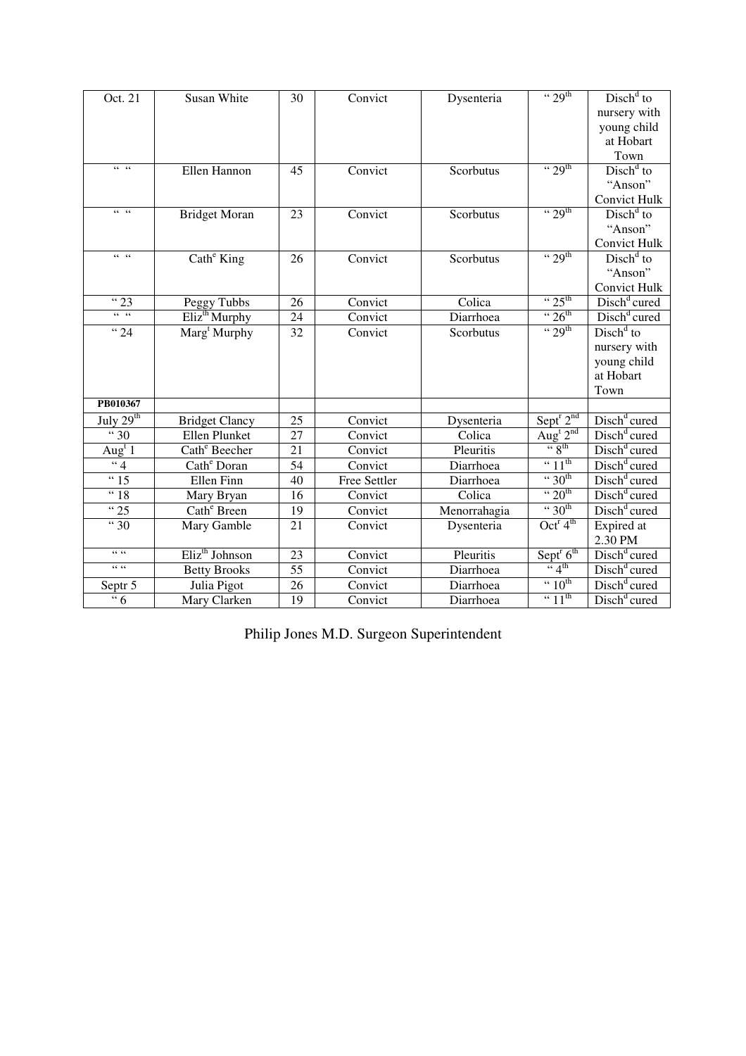| Oct. 21 | Susan White | 30 | Convict | Dysenteria | " 29th | Dischd to nursery with young child at Hobart Town |
|---|---|---|---|---|---|---|
| " " | Ellen Hannon | 45 | Convict | Scorbutus | " 29th | Dischd to "Anson" Convict Hulk |
| " " | Bridget Moran | 23 | Convict | Scorbutus | " 29th | Dischd to "Anson" Convict Hulk |
| " " | Cathe King | 26 | Convict | Scorbutus | " 29th | Dischd to "Anson" Convict Hulk |
| " 23 | Peggy Tubbs | 26 | Convict | Colica | " 25th | Dischd cured |
| " " | Elizth Murphy | 24 | Convict | Diarrhoea | " 26th | Dischd cured |
| " 24 | Margt Murphy | 32 | Convict | Scorbutus | " 29th | Dischd to nursery with young child at Hobart Town |
| **PB010367** | | | | | | |
| July 29th | Bridget Clancy | 25 | Convict | Dysenteria | Septr 2nd | Dischd cured |
| " 30 | Ellen Plunket | 27 | Convict | Colica | Augt 2nd | Dischd cured |
| Augt 1 | Cathe Beecher | 21 | Convict | Pleuritis | " 8th | Dischd cured |
| " 4 | Cathe Doran | 54 | Convict | Diarrhoea | " 11th | Dischd cured |
| " 15 | Ellen Finn | 40 | Free Settler | Diarrhoea | " 30th | Dischd cured |
| " 18 | Mary Bryan | 16 | Convict | Colica | " 20th | Dischd cured |
| " 25 | Cathe Breen | 19 | Convict | Menorrahagia | " 30th | Dischd cured |
| " 30 | Mary Gamble | 21 | Convict | Dysenteria | Octr 4th | Expired at 2.30 PM |
| " " | Elizth Johnson | 23 | Convict | Pleuritis | Septr 6th | Dischd cured |
| " " | Betty Brooks | 55 | Convict | Diarrhoea | " 4th | Dischd cured |
| Septr 5 | Julia Pigot | 26 | Convict | Diarrhoea | " 10th | Dischd cured |
| " 6 | Mary Clarken | 19 | Convict | Diarrhoea | " 11th | Dischd cured |

Philip Jones M.D. Surgeon Superintendent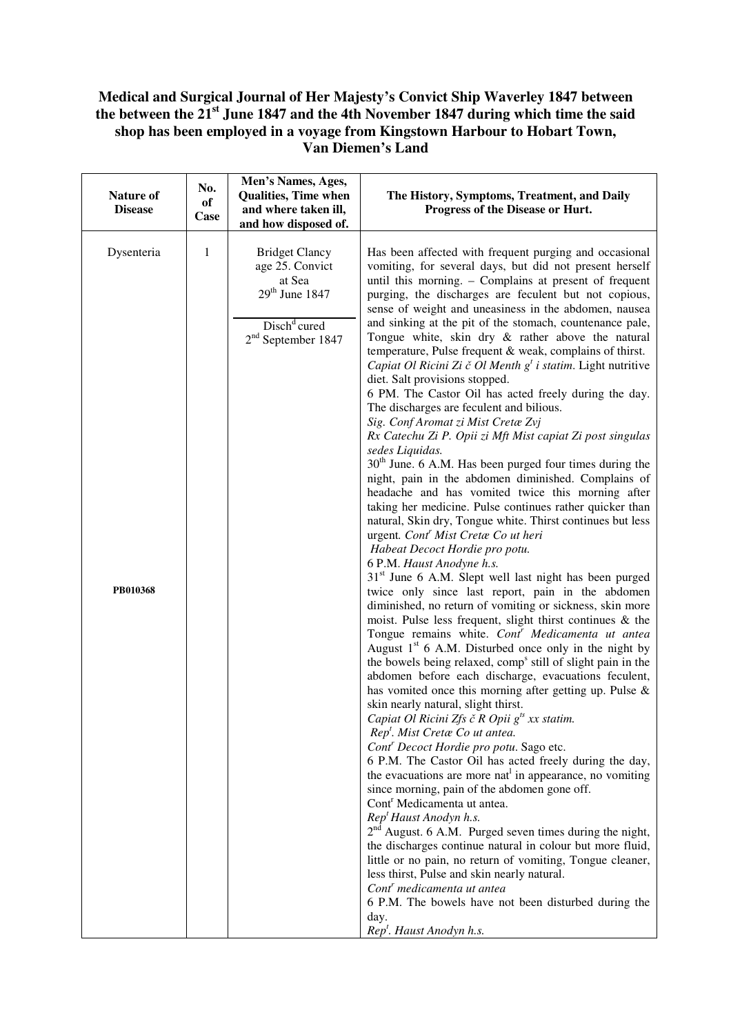**Medical and Surgical Journal of Her Majesty's Convict Ship Waverley 1847 between the between the 21st June 1847 and the 4th November 1847 during which time the said shop has been employed in a voyage from Kingstown Harbour to Hobart Town, Van Diemen's Land**

| Nature of Disease | No. of Case | Men's Names, Ages, Qualities, Time when and where taken ill, and how disposed of. | The History, Symptoms, Treatment, and Daily Progress of the Disease or Hurt. |
|---|---|---|---|
| Dysenteria<br><br>**PB010368** | 1 | Bridget Clancy age 25. Convict at Sea 29th June 1847<br><br>Disch[d] cured 2nd September 1847 | Has been affected with frequent purging and occasional vomiting, for several days, but did not present herself until this morning. – Complains at present of frequent purging, the discharges are feculent but not copious, sense of weight and uneasiness in the abdomen, nausea and sinking at the pit of the stomach, countenance pale, Tongue white, skin dry & rather above the natural temperature, Pulse frequent & weak, complains of thirst.<br>*Capiat Ol Ricini Zi č Ol Menth g[t] i statim*. Light nutritive diet. Salt provisions stopped.<br>6 PM. The Castor Oil has acted freely during the day. The discharges are feculent and bilious.<br>*Sig. Conf Aromat zi Mist Cretæ Zvj*<br>*Rx Catechu Zi P. Opii zi Mft Mist capiat Zi post singulas sedes Liquidas.*<br>30th June. 6 A.M. Has been purged four times during the night, pain in the abdomen diminished. Complains of headache and has vomited twice this morning after taking her medicine. Pulse continues rather quicker than natural, Skin dry, Tongue white. Thirst continues but less urgent. *Cont[r] Mist Cretæ Co ut heri*<br>*Habeat Decoct Hordie pro potu.*<br>6 P.M. *Haust Anodyne h.s.*<br>31st June 6 A.M. Slept well last night has been purged twice only since last report, pain in the abdomen diminished, no return of vomiting or sickness, skin more moist. Pulse less frequent, slight thirst continues & the Tongue remains white. *Cont[r] Medicamenta ut antea*<br>August 1st 6 A.M. Disturbed once only in the night by the bowels being relaxed, comp[s] still of slight pain in the abdomen before each discharge, evacuations feculent, has vomited once this morning after getting up. Pulse & skin nearly natural, slight thirst.<br>*Capiat Ol Ricini Zfs č R Opii g[ts] xx statim.*<br>*Rep[t]. Mist Cretæ Co ut antea.*<br>*Cont[r] Decoct Hordie pro potu*. Sago etc.<br>6 P.M. The Castor Oil has acted freely during the day, the evacuations are more nat[l] in appearance, no vomiting since morning, pain of the abdomen gone off.<br>Cont[r] Medicamenta ut antea.<br>*Rep[t] Haust Anodyn h.s.*<br>2nd August. 6 A.M. Purged seven times during the night, the discharges continue natural in colour but more fluid, little or no pain, no return of vomiting, Tongue cleaner, less thirst, Pulse and skin nearly natural.<br>*Cont[r] medicamenta ut antea*<br>6 P.M. The bowels have not been disturbed during the day.<br>*Rep[t]. Haust Anodyn h.s.* |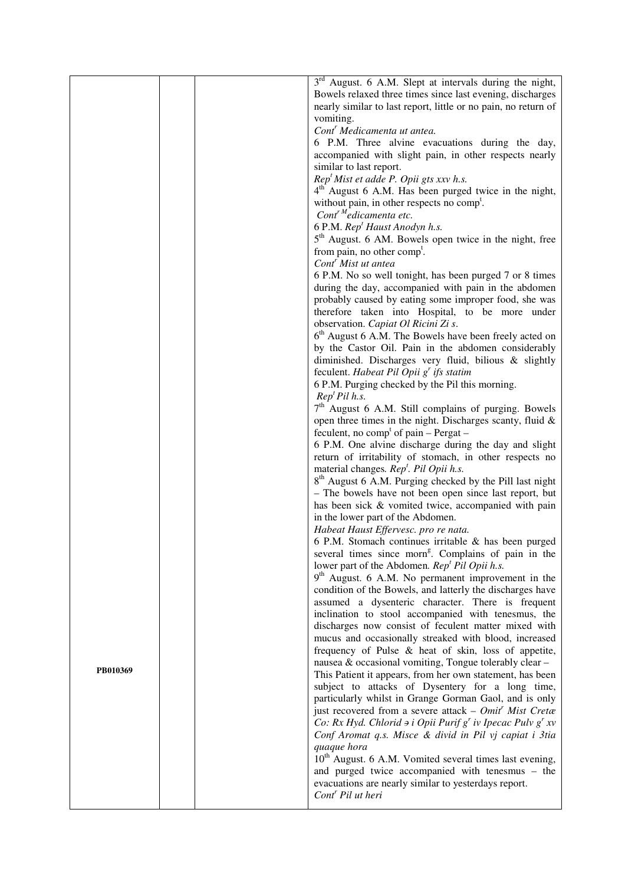| | | | |
|---|---|---|---|
| PB010369 | | | 3rd August. 6 A.M. Slept at intervals during the night, Bowels relaxed three times since last evening, discharges nearly similar to last report, little or no pain, no return of vomiting.<br>*Contr Medicamenta ut antea.*<br>6 P.M. Three alvine evacuations during the day, accompanied with slight pain, in other respects nearly similar to last report.<br>*Rept Mist et adde P. Opii gts xxv h.s.*<br>4th August 6 A.M. Has been purged twice in the night, without pain, in other respects no compt.<br>*Contr Medicamenta etc.*<br>6 P.M. *Rept Haust Anodyn h.s.*<br>5th August. 6 AM. Bowels open twice in the night, free from pain, no other compt.<br>*Contr Mist ut antea*<br>6 P.M. No so well tonight, has been purged 7 or 8 times during the day, accompanied with pain in the abdomen probably caused by eating some improper food, she was therefore taken into Hospital, to be more under observation. *Capiat Ol Ricini Zi s.*<br>6th August 6 A.M. The Bowels have been freely acted on by the Castor Oil. Pain in the abdomen considerably diminished. Discharges very fluid, bilious & slightly feculent. *Habeat Pil Opii gr ifs statim*<br>6 P.M. Purging checked by the Pil this morning.<br>*Rept Pil h.s.*<br>7th August 6 A.M. Still complains of purging. Bowels open three times in the night. Discharges scanty, fluid & feculent, no compt of pain – Pergat –<br>6 P.M. One alvine discharge during the day and slight return of irritability of stomach, in other respects no material changes. *Rept. Pil Opii h.s.*<br>8th August 6 A.M. Purging checked by the Pill last night – The bowels have not been open since last report, but has been sick & vomited twice, accompanied with pain in the lower part of the Abdomen.<br>*Habeat Haust Effervesc. pro re nata.*<br>6 P.M. Stomach continues irritable & has been purged several times since morng. Complains of pain in the lower part of the Abdomen. *Rept Pil Opii h.s.*<br>9th August. 6 A.M. No permanent improvement in the condition of the Bowels, and latterly the discharges have assumed a dysenteric character. There is frequent inclination to stool accompanied with tenesmus, the discharges now consist of feculent matter mixed with mucus and occasionally streaked with blood, increased frequency of Pulse & heat of skin, loss of appetite, nausea & occasional vomiting, Tongue tolerably clear –<br>This Patient it appears, from her own statement, has been subject to attacks of Dysentery for a long time, particularly whilst in Grange Gorman Gaol, and is only just recovered from a severe attack – *Omitr Mist Cretæ Co: Rx Hyd. Chlorid ə i Opii Purif gr iv Ipecac Pulv gr xv Conf Aromat q.s. Misce & divid in Pil vj capiat i 3tia quaque hora*<br>10th August. 6 A.M. Vomited several times last evening, and purged twice accompanied with tenesmus – the evacuations are nearly similar to yesterdays report.<br>*Contr Pil ut heri* |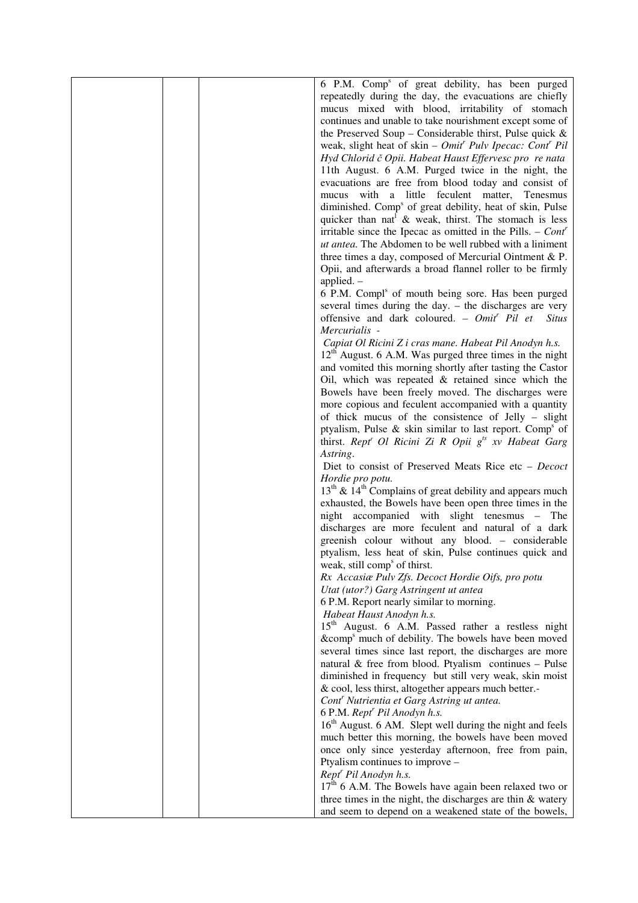| | | | |
|---|---|---|---|
| | | | 6 P.M. Comp[s] of great debility, has been purged repeatedly during the day, the evacuations are chiefly mucus mixed with blood, irritability of stomach continues and unable to take nourishment except some of the Preserved Soup – Considerable thirst, Pulse quick & weak, slight heat of skin – *Omit[r] Pulv Ipecac: Cont[r] Pil Hyd Chlorid č Opii. Habeat Haust Effervesc pro re nata*<br>11th August. 6 A.M. Purged twice in the night, the evacuations are free from blood today and consist of mucus with a little feculent matter, Tenesmus diminished. Comp[s] of great debility, heat of skin, Pulse quicker than nat[l] & weak, thirst. The stomach is less irritable since the Ipecac as omitted in the Pills. – *Cont[r] ut antea.* The Abdomen to be well rubbed with a liniment three times a day, composed of Mercurial Ointment & P. Opii, and afterwards a broad flannel roller to be firmly applied. –<br>6 P.M. Compl[s] of mouth being sore. Has been purged several times during the day. – the discharges are very offensive and dark coloured. – *Omit[r] Pil et Situs Mercurialis -*<br>*Capiat Ol Ricini Z i cras mane. Habeat Pil Anodyn h.s.*<br>12[th] August. 6 A.M. Was purged three times in the night and vomited this morning shortly after tasting the Castor Oil, which was repeated & retained since which the Bowels have been freely moved. The discharges were more copious and feculent accompanied with a quantity of thick mucus of the consistence of Jelly – slight ptyalism, Pulse & skin similar to last report. Comp[s] of thirst. *Rept[r] Ol Ricini Zi R Opii g[ts] xv Habeat Garg Astring.*<br>Diet to consist of Preserved Meats Rice etc – *Decoct Hordie pro potu.*<br>13[th] & 14[th] Complains of great debility and appears much exhausted, the Bowels have been open three times in the night accompanied with slight tenesmus – The discharges are more feculent and natural of a dark greenish colour without any blood. – considerable ptyalism, less heat of skin, Pulse continues quick and weak, still comp[s] of thirst.<br>*Rx Accasiæ Pulv Zfs. Decoct Hordie Oifs, pro potu*<br>*Utat (utor?) Garg Astringent ut antea*<br>6 P.M. Report nearly similar to morning.<br>*Habeat Haust Anodyn h.s.*<br>15[th] August. 6 A.M. Passed rather a restless night &comp[s] much of debility. The bowels have been moved several times since last report, the discharges are more natural & free from blood. Ptyalism continues – Pulse diminished in frequency but still very weak, skin moist & cool, less thirst, altogether appears much better.-<br>*Cont[r] Nutrientia et Garg Astring ut antea.*<br>6 P.M. *Rept[r] Pil Anodyn h.s.*<br>16[th] August. 6 AM. Slept well during the night and feels much better this morning, the bowels have been moved once only since yesterday afternoon, free from pain, Ptyalism continues to improve –<br>*Rept[r] Pil Anodyn h.s.*<br>17[th] 6 A.M. The Bowels have again been relaxed two or three times in the night, the discharges are thin & watery and seem to depend on a weakened state of the bowels, |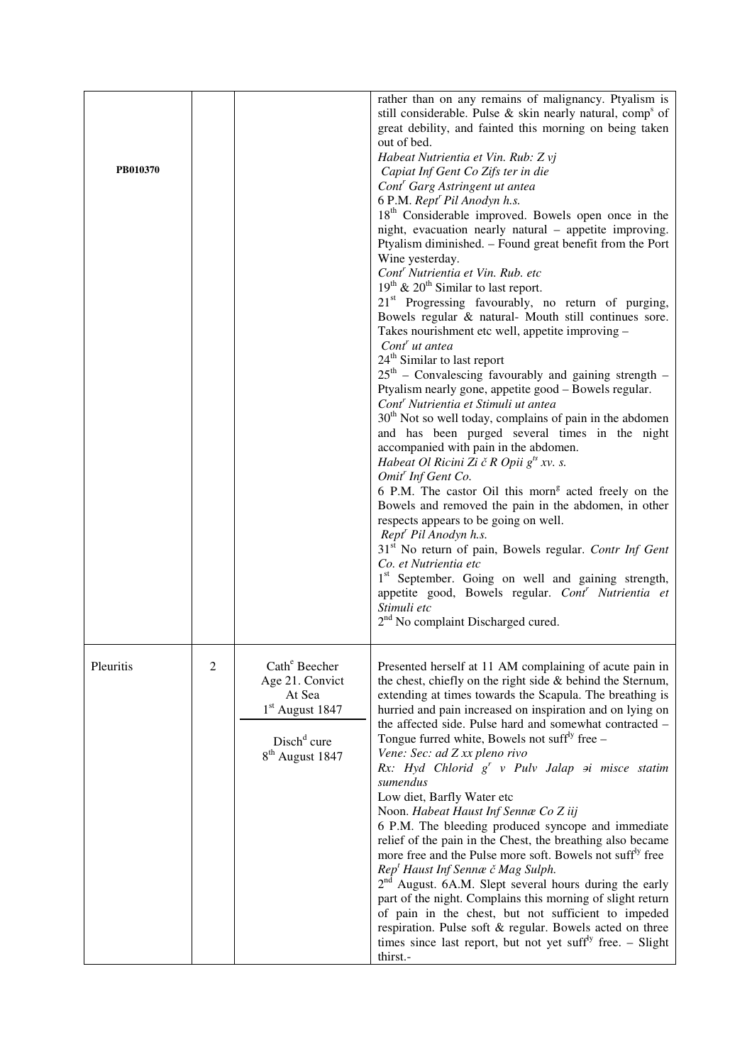| | | | |
|---|---|---|---|
| PB010370 | | | rather than on any remains of malignancy. Ptyalism is still considerable. Pulse & skin nearly natural, comp[s] of great debility, and fainted this morning on being taken out of bed.<br>*Habeat Nutrientia et Vin. Rub: Z vj*<br>*Capiat Inf Gent Co Zifs ter in die*<br>*Cont[r] Garg Astringent ut antea*<br>6 P.M. *Rept[r] Pil Anodyn h.s.*<br>18[th] Considerable improved. Bowels open once in the night, evacuation nearly natural – appetite improving. Ptyalism diminished. – Found great benefit from the Port Wine yesterday.<br>*Cont[r] Nutrientia et Vin. Rub. etc*<br>19[th] & 20[th] Similar to last report.<br>21[st] Progressing favourably, no return of purging, Bowels regular & natural- Mouth still continues sore. Takes nourishment etc well, appetite improving –<br>*Cont[r] ut antea*<br>24[th] Similar to last report<br>25[th] – Convalescing favourably and gaining strength – Ptyalism nearly gone, appetite good – Bowels regular.<br>*Cont[r] Nutrientia et Stimuli ut antea*<br>30[th] Not so well today, complains of pain in the abdomen and has been purged several times in the night accompanied with pain in the abdomen.<br>*Habeat Ol Ricini Zi č R Opii g[ts] xv. s.*<br>*Omit[r] Inf Gent Co.*<br>6 P.M. The castor Oil this morn[g] acted freely on the Bowels and removed the pain in the abdomen, in other respects appears to be going on well.<br>*Rept[r] Pil Anodyn h.s.*<br>31[st] No return of pain, Bowels regular. *Contr Inf Gent Co. et Nutrientia etc*<br>1[st] September. Going on well and gaining strength, appetite good, Bowels regular. *Cont[r] Nutrientia et Stimuli etc*<br>2[nd] No complaint Discharged cured. |
| Pleuritis | 2 | Cath[e] Beecher<br>Age 21. Convict<br>At Sea<br>1[st] August 1847<br><br>Disch[d] cure<br>8[th] August 1847 | Presented herself at 11 AM complaining of acute pain in the chest, chiefly on the right side & behind the Sternum, extending at times towards the Scapula. The breathing is hurried and pain increased on inspiration and on lying on the affected side. Pulse hard and somewhat contracted – Tongue furred white, Bowels not suff[ly] free –<br>*Vene: Sec: ad Z xx pleno rivo*<br>*Rx: Hyd Chlorid g[r] v Pulv Jalap ɘi misce statim sumendus*<br>Low diet, Barfly Water etc<br>Noon. *Habeat Haust Inf Sennæ Co Z iij*<br>6 P.M. The bleeding produced syncope and immediate relief of the pain in the Chest, the breathing also became more free and the Pulse more soft. Bowels not suff[ly] free<br>*Rep[t] Haust Inf Sennæ č Mag Sulph.*<br>2[nd] August. 6A.M. Slept several hours during the early part of the night. Complains this morning of slight return of pain in the chest, but not sufficient to impeded respiration. Pulse soft & regular. Bowels acted on three times since last report, but not yet suff[ly] free. – Slight thirst.- |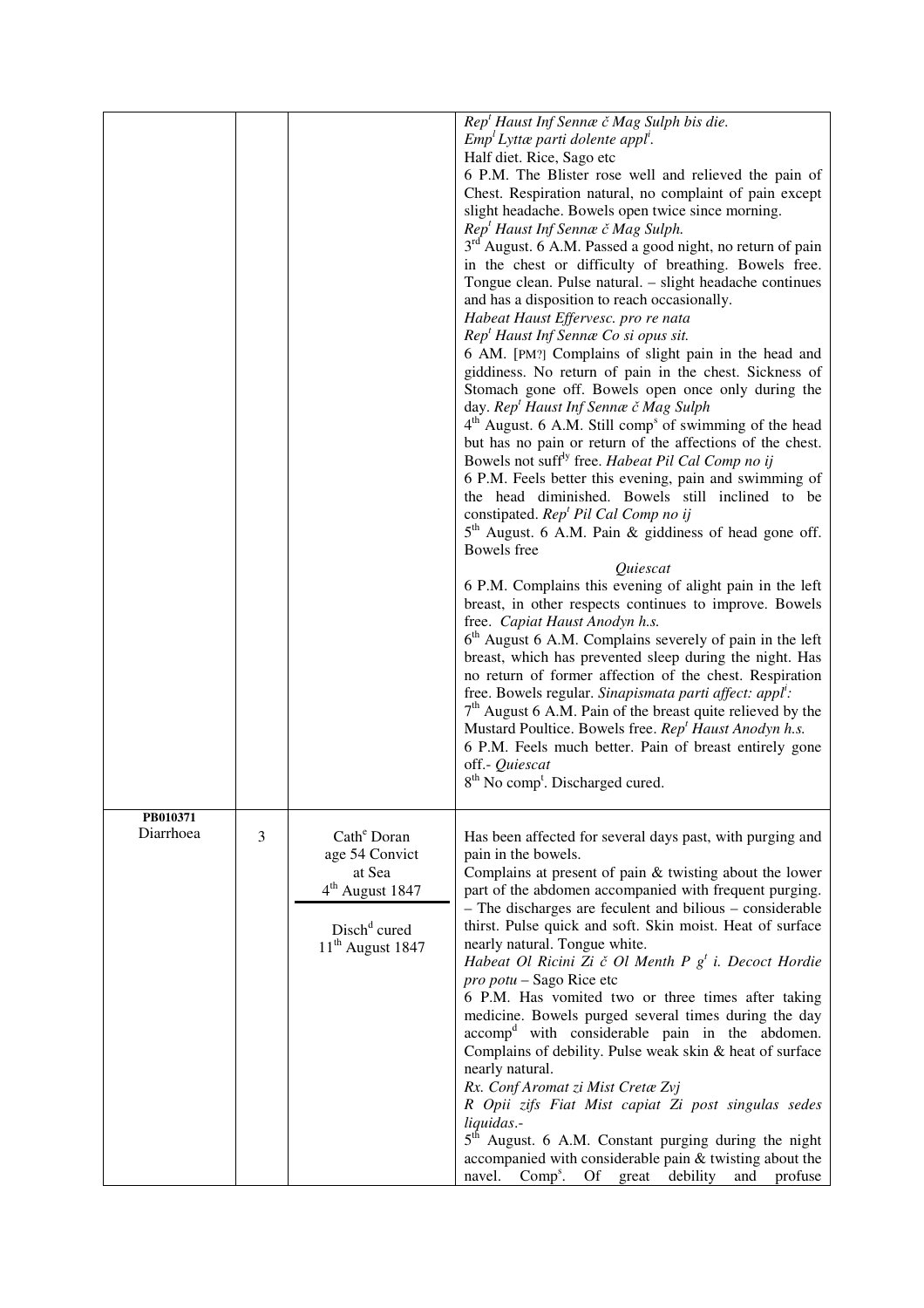| | | | |
|---|---|---|---|
| | | | *Rep[t] Haust Inf Sennæ č Mag Sulph bis die.*<br>*Emp[l] Lyttæ parti dolente appl[i].*<br>Half diet. Rice, Sago etc<br>6 P.M. The Blister rose well and relieved the pain of Chest. Respiration natural, no complaint of pain except slight headache. Bowels open twice since morning.<br>*Rep[t] Haust Inf Sennæ č Mag Sulph.*<br>3[rd] August. 6 A.M. Passed a good night, no return of pain in the chest or difficulty of breathing. Bowels free. Tongue clean. Pulse natural. – slight headache continues and has a disposition to reach occasionally.<br>*Habeat Haust Effervesc. pro re nata*<br>*Rep[t] Haust Inf Sennæ Co si opus sit.*<br>6 AM. [PM?] Complains of slight pain in the head and giddiness. No return of pain in the chest. Sickness of Stomach gone off. Bowels open once only during the day. *Rep[t] Haust Inf Sennæ č Mag Sulph*<br>4[th] August. 6 A.M. Still comp[s] of swimming of the head but has no pain or return of the affections of the chest. Bowels not suff[ly] free. *Habeat Pil Cal Comp no ij*<br>6 P.M. Feels better this evening, pain and swimming of the head diminished. Bowels still inclined to be constipated. *Rep[t] Pil Cal Comp no ij*<br>5[th] August. 6 A.M. Pain & giddiness of head gone off. Bowels free<br>*Quiescat*<br>6 P.M. Complains this evening of alight pain in the left breast, in other respects continues to improve. Bowels free. *Capiat Haust Anodyn h.s.*<br>6[th] August 6 A.M. Complains severely of pain in the left breast, which has prevented sleep during the night. Has no return of former affection of the chest. Respiration free. Bowels regular. *Sinapismata parti affect: appl[t]:*<br>7[th] August 6 A.M. Pain of the breast quite relieved by the Mustard Poultice. Bowels free. *Rep[t] Haust Anodyn h.s.*<br>6 P.M. Feels much better. Pain of breast entirely gone off.- *Quiescat*<br>8[th] No comp[t]. Discharged cured. |
| **PB010371**<br>Diarrhoea | 3 | Cath[e] Doran<br>age 54 Convict<br>at Sea<br>4[th] August 1847<br><br>Disch[d] cured<br>11[th] August 1847 | Has been affected for several days past, with purging and pain in the bowels.<br>Complains at present of pain & twisting about the lower part of the abdomen accompanied with frequent purging. – The discharges are feculent and bilious – considerable thirst. Pulse quick and soft. Skin moist. Heat of surface nearly natural. Tongue white.<br>*Habeat Ol Ricini Zi č Ol Menth P g[t] i. Decoct Hordie pro potu* – Sago Rice etc<br>6 P.M. Has vomited two or three times after taking medicine. Bowels purged several times during the day accomp[d] with considerable pain in the abdomen. Complains of debility. Pulse weak skin & heat of surface nearly natural.<br>*Rx. Conf Aromat zi Mist Cretæ Zvj*<br>*R Opii zifs Fiat Mist capiat Zi post singulas sedes liquidas*.-<br>5[th] August. 6 A.M. Constant purging during the night accompanied with considerable pain & twisting about the navel. Comp[s]. Of great debility and profuse |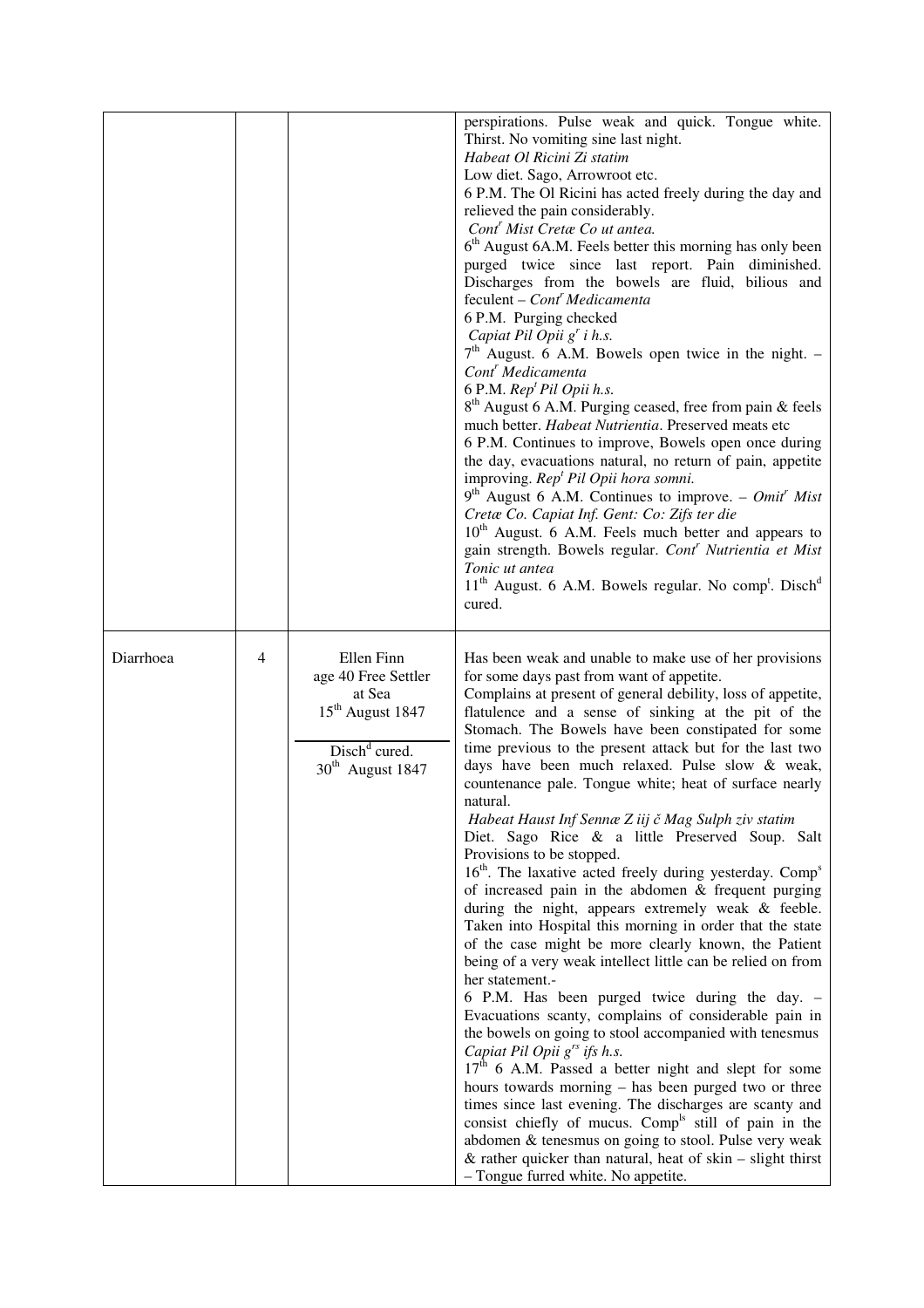| | | | |
|---|---|---|---|
| | | | perspirations. Pulse weak and quick. Tongue white. Thirst. No vomiting sine last night.<br>*Habeat Ol Ricini Zi statim*<br>Low diet. Sago, Arrowroot etc.<br>6 P.M. The Ol Ricini has acted freely during the day and relieved the pain considerably.<br>*Cont$^r$ Mist Cretæ Co ut antea.*<br>6$^{th}$ August 6A.M. Feels better this morning has only been purged twice since last report. Pain diminished. Discharges from the bowels are fluid, bilious and feculent – *Cont$^r$ Medicamenta*<br>6 P.M. Purging checked<br>*Capiat Pil Opii g$^r$ i h.s.*<br>7$^{th}$ August. 6 A.M. Bowels open twice in the night. – *Cont$^r$ Medicamenta*<br>6 P.M. *Rep$^t$ Pil Opii h.s.*<br>8$^{th}$ August 6 A.M. Purging ceased, free from pain & feels much better. *Habeat Nutrientia*. Preserved meats etc<br>6 P.M. Continues to improve, Bowels open once during the day, evacuations natural, no return of pain, appetite improving. *Rep$^t$ Pil Opii hora somni.*<br>9$^{th}$ August 6 A.M. Continues to improve. – *Omit$^r$ Mist Cretæ Co. Capiat Inf. Gent: Co: Zifs ter die*<br>10$^{th}$ August. 6 A.M. Feels much better and appears to gain strength. Bowels regular. *Cont$^r$ Nutrientia et Mist Tonic ut antea*<br>11$^{th}$ August. 6 A.M. Bowels regular. No comp$^t$. Disch$^d$ cured. |
| Diarrhoea | 4 | Ellen Finn<br>age 40 Free Settler<br>at Sea<br>15$^{th}$ August 1847<br><br>Disch$^d$ cured.<br>30$^{th}$ August 1847 | Has been weak and unable to make use of her provisions for some days past from want of appetite.<br>Complains at present of general debility, loss of appetite, flatulence and a sense of sinking at the pit of the Stomach. The Bowels have been constipated for some time previous to the present attack but for the last two days have been much relaxed. Pulse slow & weak, countenance pale. Tongue white; heat of surface nearly natural.<br>*Habeat Haust Inf Sennæ Z iij č Mag Sulph ziv statim*<br>Diet. Sago Rice & a little Preserved Soup. Salt Provisions to be stopped.<br>16$^{th}$. The laxative acted freely during yesterday. Comp$^s$ of increased pain in the abdomen & frequent purging during the night, appears extremely weak & feeble. Taken into Hospital this morning in order that the state of the case might be more clearly known, the Patient being of a very weak intellect little can be relied on from her statement.-<br>6 P.M. Has been purged twice during the day. – Evacuations scanty, complains of considerable pain in the bowels on going to stool accompanied with tenesmus<br>*Capiat Pil Opii g$^{rs}$ ifs h.s.*<br>17$^{th}$ 6 A.M. Passed a better night and slept for some hours towards morning – has been purged two or three times since last evening. The discharges are scanty and consist chiefly of mucus. Comp$^{ls}$ still of pain in the abdomen & tenesmus on going to stool. Pulse very weak & rather quicker than natural, heat of skin – slight thirst – Tongue furred white. No appetite. |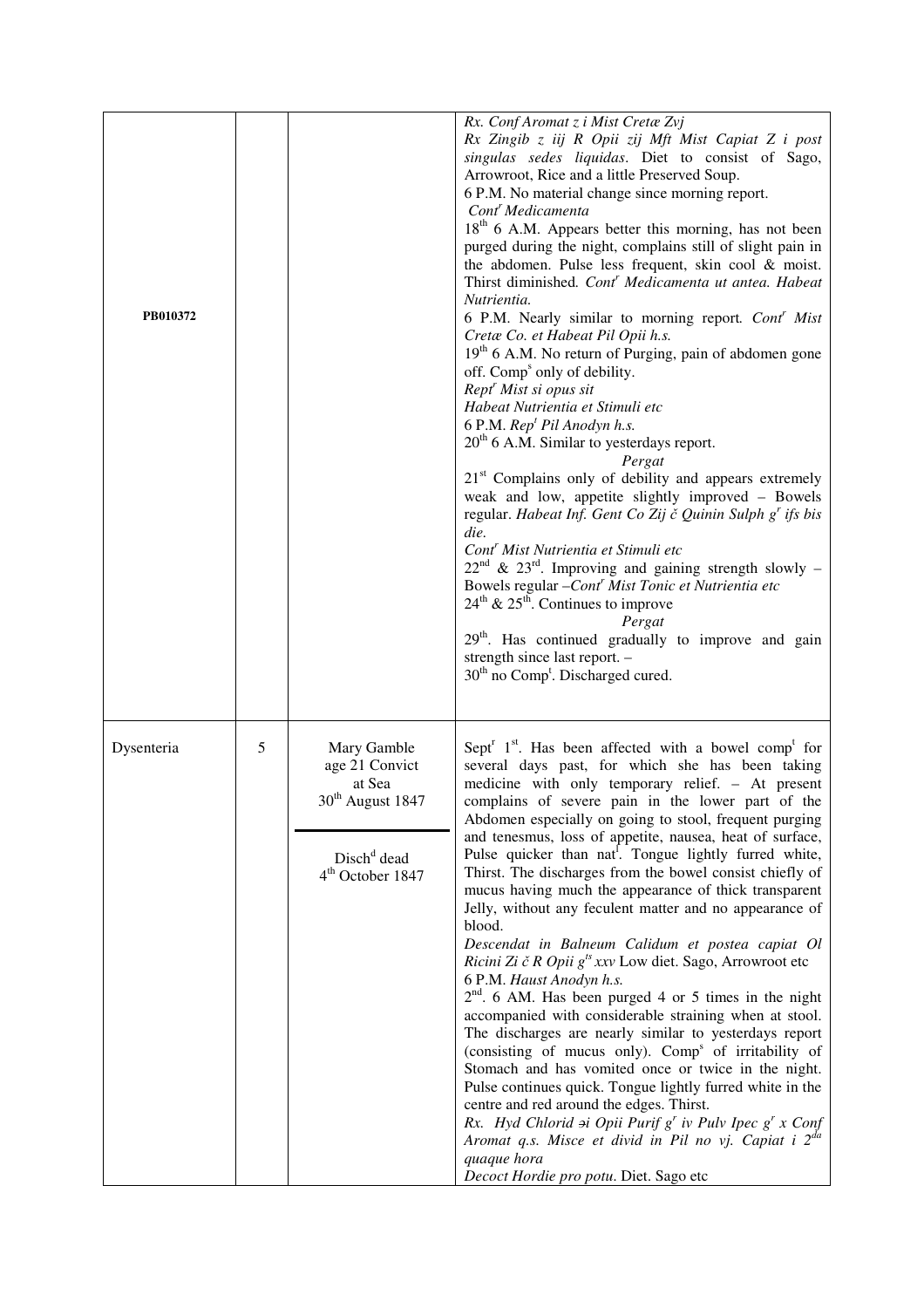| | | | |
|---|---|---|---|
| PB010372 | | | *Rx. Conf Aromat ʒ i Mist Cretæ ℥vj*<br>*Rx Zingib ʒ iij R Opii ʒij Mft Mist Capiat ℥ i post singulas sedes liquidas*. Diet to consist of Sago, Arrowroot, Rice and a little Preserved Soup.<br>6 P.M. No material change since morning report.<br>*Cont^r Medicamenta*<br>18^th 6 A.M. Appears better this morning, has not been purged during the night, complains still of slight pain in the abdomen. Pulse less frequent, skin cool & moist. Thirst diminished. *Cont^r Medicamenta ut antea. Habeat Nutrientia.*<br>6 P.M. Nearly similar to morning report. *Cont^r Mist Cretæ Co. et Habeat Pil Opii h.s.*<br>19^th 6 A.M. No return of Purging, pain of abdomen gone off. Comp^s only of debility.<br>*Rept^r Mist si opus sit*<br>*Habeat Nutrientia et Stimuli etc*<br>6 P.M. *Rep^t Pil Anodyn h.s.*<br>20^th 6 A.M. Similar to yesterdays report.<br>*Pergat*<br>21^st Complains only of debility and appears extremely weak and low, appetite slightly improved – Bowels regular. *Habeat Inf. Gent Co ℥ij č Quinin Sulph g^r ifs bis die.*<br>*Cont^r Mist Nutrientia et Stimuli etc*<br>22^nd & 23^rd. Improving and gaining strength slowly – Bowels regular –*Cont^r Mist Tonic et Nutrientia etc*<br>24^th & 25^th. Continues to improve<br>*Pergat*<br>29^th. Has continued gradually to improve and gain strength since last report. –<br>30^th no Comp^t. Discharged cured. |
| Dysenteria | 5 | Mary Gamble<br>age 21 Convict<br>at Sea<br>30^th August 1847<br><br>Disch^d dead<br>4^th October 1847 | Sept^r 1^st. Has been affected with a bowel comp^t for several days past, for which she has been taking medicine with only temporary relief. – At present complains of severe pain in the lower part of the Abdomen especially on going to stool, frequent purging and tenesmus, loss of appetite, nausea, heat of surface, Pulse quicker than nat^l. Tongue lightly furred white, Thirst. The discharges from the bowel consist chiefly of mucus having much the appearance of thick transparent Jelly, without any feculent matter and no appearance of blood.<br>*Descendat in Balneum Calidum et postea capiat Ol Ricini ℥i č R Opii g^ts xxv* Low diet. Sago, Arrowroot etc<br>6 P.M. *Haust Anodyn h.s.*<br>2^nd. 6 AM. Has been purged 4 or 5 times in the night accompanied with considerable straining when at stool. The discharges are nearly similar to yesterdays report (consisting of mucus only). Comp^s of irritability of Stomach and has vomited once or twice in the night. Pulse continues quick. Tongue lightly furred white in the centre and red around the edges. Thirst.<br>*Rx. Hyd Chlorid ℈i Opii Purif g^r iv Pulv Ipec g^r x Conf Aromat q.s. Misce et divid in Pil no vj. Capiat i 2^da quaque hora*<br>*Decoct Hordie pro potu*. Diet. Sago etc |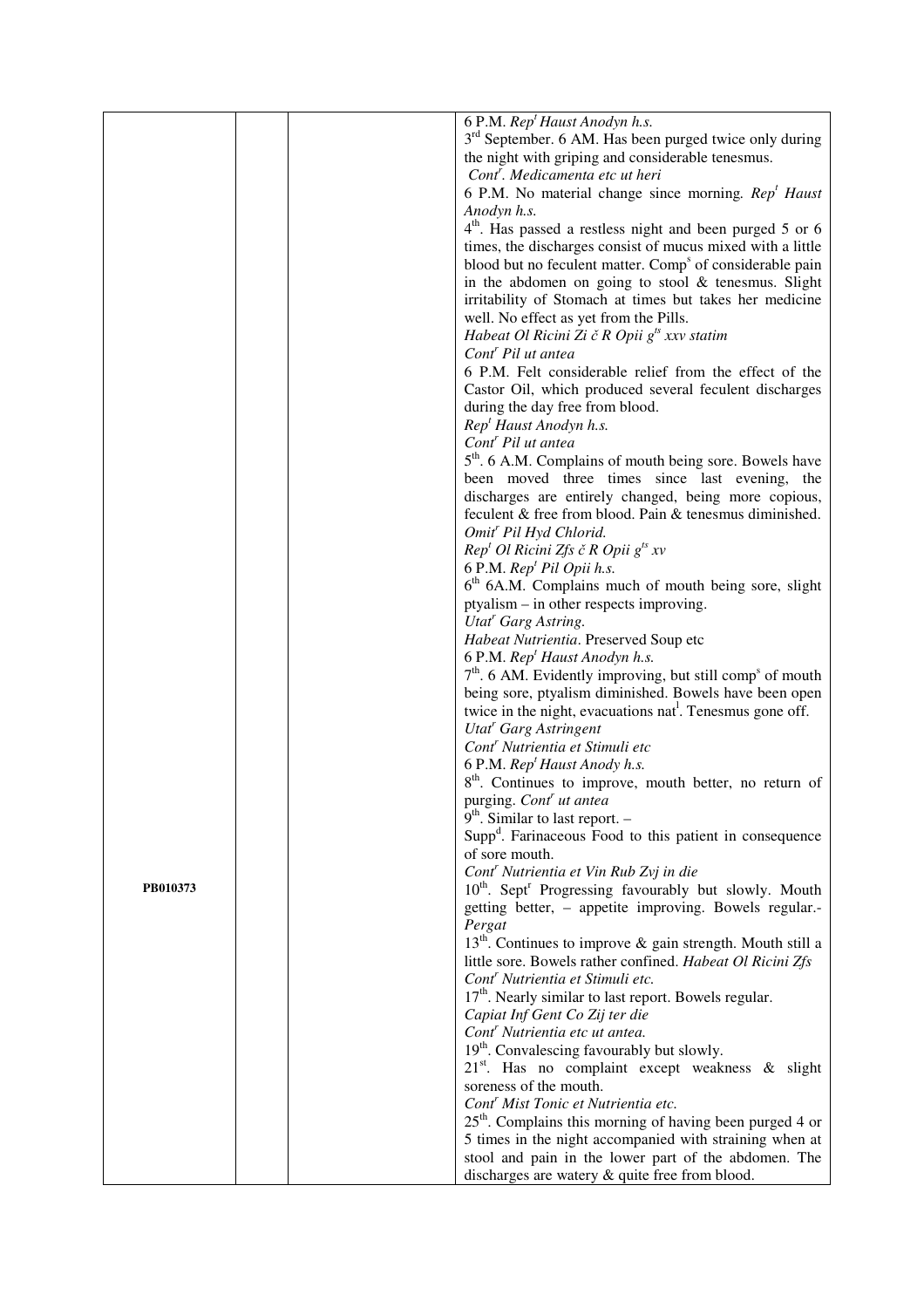| | | | |
|---|---|---|---|
| PB010373 | | | 6 P.M. *Rep$^t$ Haust Anodyn h.s.*<br>3$^{rd}$ September. 6 AM. Has been purged twice only during the night with griping and considerable tenesmus.<br>*Cont$^r$. Medicamenta etc ut heri*<br>6 P.M. No material change since morning. *Rep$^t$ Haust Anodyn h.s.*<br>4$^{th}$. Has passed a restless night and been purged 5 or 6 times, the discharges consist of mucus mixed with a little blood but no feculent matter. Comp$^s$ of considerable pain in the abdomen on going to stool & tenesmus. Slight irritability of Stomach at times but takes her medicine well. No effect as yet from the Pills.<br>*Habeat Ol Ricini Zi č R Opii g$^{ts}$ xxv statim*<br>*Cont$^r$ Pil ut antea*<br>6 P.M. Felt considerable relief from the effect of the Castor Oil, which produced several feculent discharges during the day free from blood.<br>*Rep$^t$ Haust Anodyn h.s.*<br>*Cont$^r$ Pil ut antea*<br>5$^{th}$. 6 A.M. Complains of mouth being sore. Bowels have been moved three times since last evening, the discharges are entirely changed, being more copious, feculent & free from blood. Pain & tenesmus diminished.<br>*Omit$^r$ Pil Hyd Chlorid.*<br>*Rep$^t$ Ol Ricini Zfs č R Opii g$^{ts}$ xv*<br>6 P.M. *Rep$^t$ Pil Opii h.s.*<br>6$^{th}$ 6A.M. Complains much of mouth being sore, slight ptyalism – in other respects improving.<br>*Utat$^r$ Garg Astring.*<br>*Habeat Nutrientia*. Preserved Soup etc<br>6 P.M. *Rep$^t$ Haust Anodyn h.s.*<br>7$^{th}$. 6 AM. Evidently improving, but still comp$^s$ of mouth being sore, ptyalism diminished. Bowels have been open twice in the night, evacuations nat$^l$. Tenesmus gone off.<br>*Utat$^r$ Garg Astringent*<br>*Cont$^r$ Nutrientia et Stimuli etc*<br>6 P.M. *Rep$^t$ Haust Anody h.s.*<br>8$^{th}$. Continues to improve, mouth better, no return of purging. *Cont$^r$ ut antea*<br>9$^{th}$. Similar to last report. –<br>Supp$^d$. Farinaceous Food to this patient in consequence of sore mouth.<br>*Cont$^r$ Nutrientia et Vin Rub Zvj in die*<br>10$^{th}$. Sept$^r$ Progressing favourably but slowly. Mouth getting better, – appetite improving. Bowels regular.- *Pergat*<br>13$^{th}$. Continues to improve & gain strength. Mouth still a little sore. Bowels rather confined. *Habeat Ol Ricini Zfs*<br>*Cont$^r$ Nutrientia et Stimuli etc.*<br>17$^{th}$. Nearly similar to last report. Bowels regular.<br>*Capiat Inf Gent Co Zij ter die*<br>*Cont$^r$ Nutrientia etc ut antea.*<br>19$^{th}$. Convalescing favourably but slowly.<br>21$^{st}$. Has no complaint except weakness & slight soreness of the mouth.<br>*Cont$^r$ Mist Tonic et Nutrientia etc.*<br>25$^{th}$. Complains this morning of having been purged 4 or 5 times in the night accompanied with straining when at stool and pain in the lower part of the abdomen. The discharges are watery & quite free from blood. |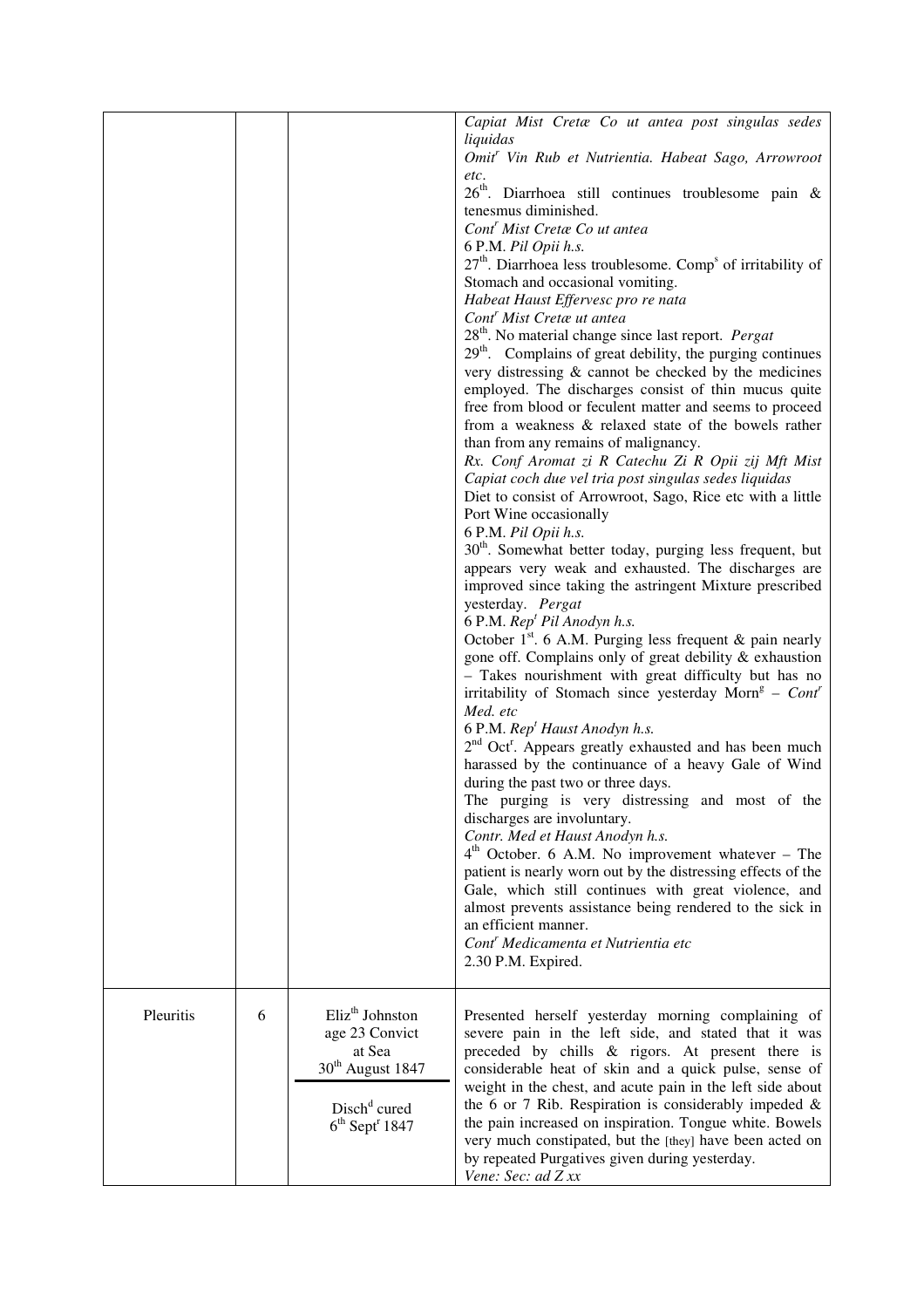| | | | |
|---|---|---|---|
| | | | *Capiat Mist Cretæ Co ut antea post singulas sedes liquidas*<br>*Omit^r Vin Rub et Nutrientia. Habeat Sago, Arrowroot etc.*<br>26^th. Diarrhoea still continues troublesome pain & tenesmus diminished.<br>*Cont^r Mist Cretæ Co ut antea*<br>6 P.M. *Pil Opii h.s.*<br>27^th. Diarrhoea less troublesome. Comp^s of irritability of Stomach and occasional vomiting.<br>*Habeat Haust Effervesc pro re nata*<br>*Cont^r Mist Cretæ ut antea*<br>28^th. No material change since last report. *Pergat*<br>29^th. Complains of great debility, the purging continues very distressing & cannot be checked by the medicines employed. The discharges consist of thin mucus quite free from blood or feculent matter and seems to proceed from a weakness & relaxed state of the bowels rather than from any remains of malignancy.<br>*Rx. Conf Aromat zi R Catechu Zi R Opii zij Mft Mist Capiat coch due vel tria post singulas sedes liquidas*<br>Diet to consist of Arrowroot, Sago, Rice etc with a little Port Wine occasionally<br>6 P.M. *Pil Opii h.s.*<br>30^th. Somewhat better today, purging less frequent, but appears very weak and exhausted. The discharges are improved since taking the astringent Mixture prescribed yesterday. *Pergat*<br>6 P.M. *Rep^t Pil Anodyn h.s.*<br>October 1^st. 6 A.M. Purging less frequent & pain nearly gone off. Complains only of great debility & exhaustion – Takes nourishment with great difficulty but has no irritability of Stomach since yesterday Morn^g – *Cont^r Med. etc*<br>6 P.M. *Rep^t Haust Anodyn h.s.*<br>2^nd Oct^r. Appears greatly exhausted and has been much harassed by the continuance of a heavy Gale of Wind during the past two or three days.<br>The purging is very distressing and most of the discharges are involuntary.<br>*Contr. Med et Haust Anodyn h.s.*<br>4^th October. 6 A.M. No improvement whatever – The patient is nearly worn out by the distressing effects of the Gale, which still continues with great violence, and almost prevents assistance being rendered to the sick in an efficient manner.<br>*Cont^r Medicamenta et Nutrientia etc*<br>2.30 P.M. Expired. |
| Pleuritis | 6 | Eliz^th Johnston<br>age 23 Convict<br>at Sea<br>30^th August 1847<br><br>Disch^d cured<br>6^th Sept^r 1847 | Presented herself yesterday morning complaining of severe pain in the left side, and stated that it was preceded by chills & rigors. At present there is considerable heat of skin and a quick pulse, sense of weight in the chest, and acute pain in the left side about the 6 or 7 Rib. Respiration is considerably impeded & the pain increased on inspiration. Tongue white. Bowels very much constipated, but the [they] have been acted on by repeated Purgatives given during yesterday.<br>*Vene: Sec: ad Z xx* |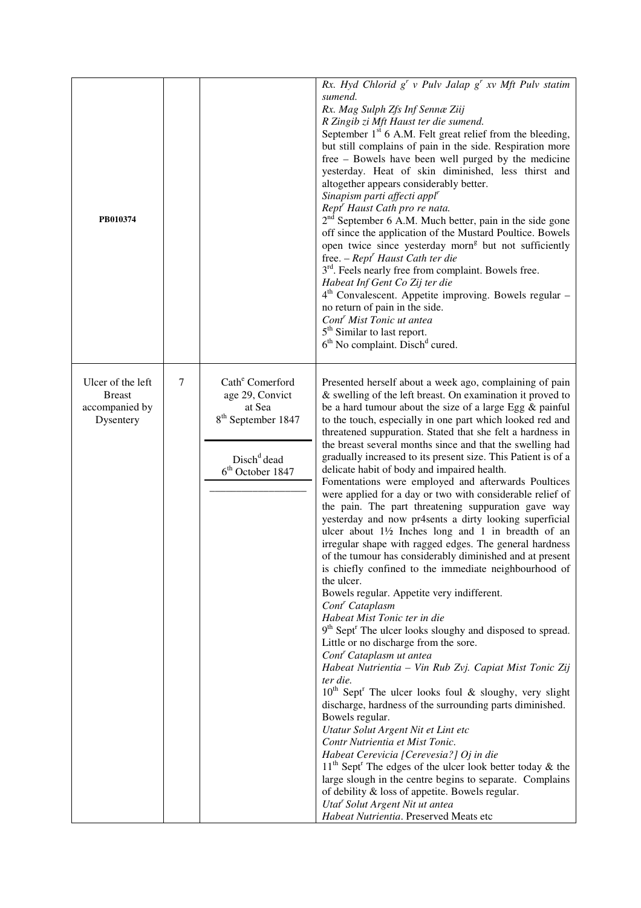| | | | |
|---|---|---|---|
| PB010374 | | | *Rx. Hyd Chlorid gr v Pulv Jalap gr xv Mft Pulv statim sumend.*<br>*Rx. Mag Sulph Ʒfs Inf Sennæ Ʒiij*<br>*R Zingib ʒi Mft Haust ter die sumend.*<br>September 1st 6 A.M. Felt great relief from the bleeding, but still complains of pain in the side. Respiration more free – Bowels have been well purged by the medicine yesterday. Heat of skin diminished, less thirst and altogether appears considerably better.<br>*Sinapism parti affecti applr*<br>*Reptr Haust Cath pro re nata.*<br>2nd September 6 A.M. Much better, pain in the side gone off since the application of the Mustard Poultice. Bowels open twice since yesterday morng but not sufficiently free. – *Reptr Haust Cath ter die*<br>3rd. Feels nearly free from complaint. Bowels free.<br>*Habeat Inf Gent Co Ʒij ter die*<br>4th Convalescent. Appetite improving. Bowels regular – no return of pain in the side.<br>*Contr Mist Tonic ut antea*<br>5th Similar to last report.<br>6th No complaint. Dischd cured. |
| Ulcer of the left Breast accompanied by Dysentery | 7 | Cathe Comerford age 29, Convict at Sea 8th September 1847<br><br>Dischd dead 6th October 1847 | Presented herself about a week ago, complaining of pain & swelling of the left breast. On examination it proved to be a hard tumour about the size of a large Egg & painful to the touch, especially in one part which looked red and threatened suppuration. Stated that she felt a hardness in the breast several months since and that the swelling had gradually increased to its present size. This Patient is of a delicate habit of body and impaired health.<br>Fomentations were employed and afterwards Poultices were applied for a day or two with considerable relief of the pain. The part threatening suppuration gave way yesterday and now pr4sents a dirty looking superficial ulcer about 1½ Inches long and 1 in breadth of an irregular shape with ragged edges. The general hardness of the tumour has considerably diminished and at present is chiefly confined to the immediate neighbourhood of the ulcer.<br>Bowels regular. Appetite very indifferent.<br>*Contr Cataplasm*<br>*Habeat Mist Tonic ter in die*<br>9th Septr The ulcer looks sloughy and disposed to spread. Little or no discharge from the sore.<br>*Contr Cataplasm ut antea*<br>*Habeat Nutrientia – Vin Rub Ʒvj. Capiat Mist Tonic Ʒij ter die.*<br>10th Septr The ulcer looks foul & sloughy, very slight discharge, hardness of the surrounding parts diminished. Bowels regular.<br>*Utatur Solut Argent Nit et Lint etc*<br>*Contr Nutrientia et Mist Tonic.*<br>*Habeat Cerevicia [Cerevesia?] Oj in die*<br>11th Septr The edges of the ulcer look better today & the large slough in the centre begins to separate. Complains of debility & loss of appetite. Bowels regular.<br>*Utatr Solut Argent Nit ut antea*<br>*Habeat Nutrientia*. Preserved Meats etc |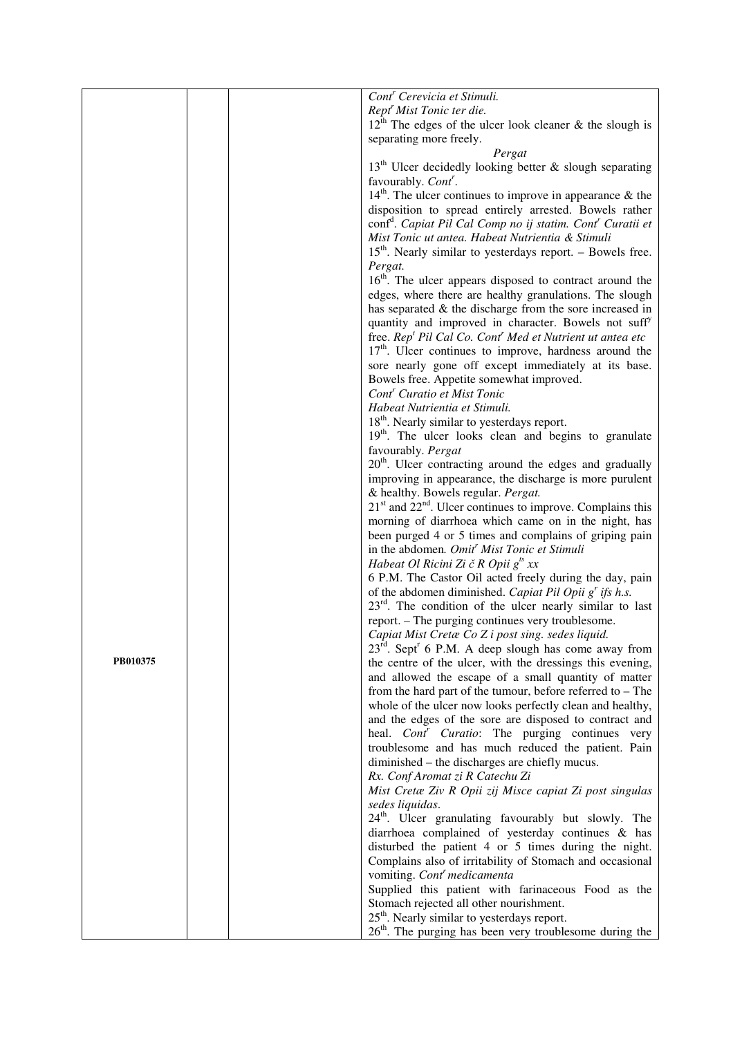| | | | |
|---|---|---|---|
| PB010375 | | | *Cont$^r$ Cerevicia et Stimuli.*<br>*Rept$^t$ Mist Tonic ter die.*<br>12$^{th}$ The edges of the ulcer look cleaner & the slough is separating more freely.<br>*Pergat*<br>13$^{th}$ Ulcer decidedly looking better & slough separating favourably. *Cont$^r$.*<br>14$^{th}$. The ulcer continues to improve in appearance & the disposition to spread entirely arrested. Bowels rather conf$^d$. *Capiat Pil Cal Comp no ij statim. Cont$^r$ Curatii et Mist Tonic ut antea. Habeat Nutrientia & Stimuli*<br>15$^{th}$. Nearly similar to yesterdays report. – Bowels free. *Pergat.*<br>16$^{th}$. The ulcer appears disposed to contract around the edges, where there are healthy granulations. The slough has separated & the discharge from the sore increased in quantity and improved in character. Bowels not suff$^y$ free. *Rep$^t$ Pil Cal Co. Cont$^r$ Med et Nutrient ut antea etc*<br>17$^{th}$. Ulcer continues to improve, hardness around the sore nearly gone off except immediately at its base. Bowels free. Appetite somewhat improved.<br>*Cont$^r$ Curatio et Mist Tonic*<br>*Habeat Nutrientia et Stimuli.*<br>18$^{th}$. Nearly similar to yesterdays report.<br>19$^{th}$. The ulcer looks clean and begins to granulate favourably. *Pergat*<br>20$^{th}$. Ulcer contracting around the edges and gradually improving in appearance, the discharge is more purulent & healthy. Bowels regular. *Pergat.*<br>21$^{st}$ and 22$^{nd}$. Ulcer continues to improve. Complains this morning of diarrhoea which came on in the night, has been purged 4 or 5 times and complains of griping pain in the abdomen. *Omit$^r$ Mist Tonic et Stimuli*<br>*Habeat Ol Ricini Zi č R Opii g$^{ts}$ xx*<br>6 P.M. The Castor Oil acted freely during the day, pain of the abdomen diminished. *Capiat Pil Opii g$^r$ ifs h.s.*<br>23$^{rd}$. The condition of the ulcer nearly similar to last report. – The purging continues very troublesome.<br>*Capiat Mist Cretæ Co Z i post sing. sedes liquid.*<br>23$^{rd}$. Sept$^r$ 6 P.M. A deep slough has come away from the centre of the ulcer, with the dressings this evening, and allowed the escape of a small quantity of matter from the hard part of the tumour, before referred to – The whole of the ulcer now looks perfectly clean and healthy, and the edges of the sore are disposed to contract and heal. *Cont$^r$ Curatio*: The purging continues very troublesome and has much reduced the patient. Pain diminished – the discharges are chiefly mucus.<br>*Rx. Conf Aromat zi R Catechu Zi*<br>*Mist Cretæ Ziv R Opii zij Misce capiat Zi post singulas sedes liquidas.*<br>24$^{th}$. Ulcer granulating favourably but slowly. The diarrhoea complained of yesterday continues & has disturbed the patient 4 or 5 times during the night. Complains also of irritability of Stomach and occasional vomiting. *Cont$^r$ medicamenta*<br>Supplied this patient with farinaceous Food as the Stomach rejected all other nourishment.<br>25$^{th}$. Nearly similar to yesterdays report.<br>26$^{th}$. The purging has been very troublesome during the |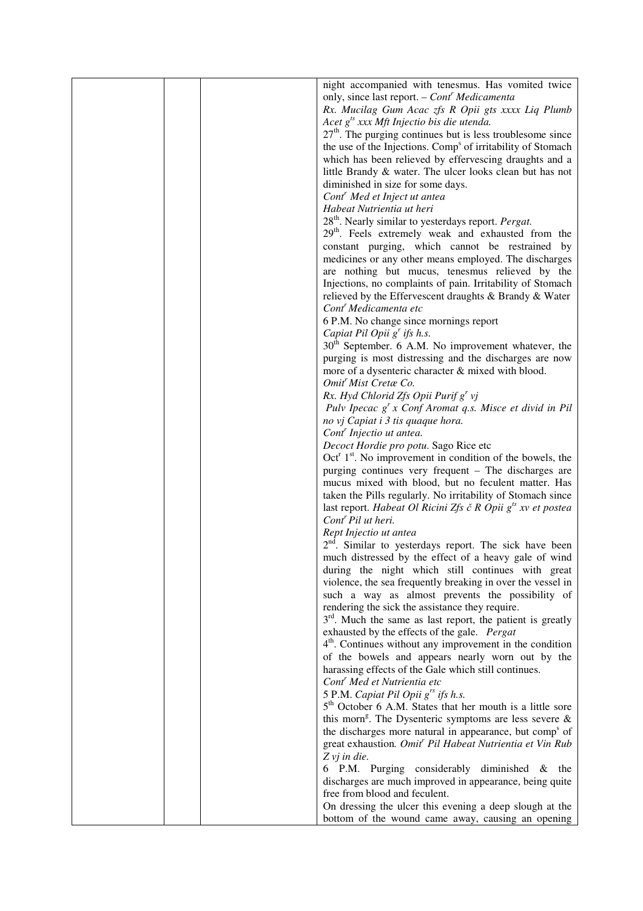| | | | night accompanied with tenesmus. Has vomited twice only, since last report. – *Cont$^r$ Medicamenta*<br>*Rx. Mucilag Gum Acac zfs R Opii gts xxxx Liq Plumb Acet g$^{ts}$ xxx Mft Injectio bis die utenda.*<br>27$^{th}$. The purging continues but is less troublesome since the use of the Injections. Comp$^s$ of irritability of Stomach which has been relieved by effervescing draughts and a little Brandy & water. The ulcer looks clean but has not diminished in size for some days.<br>*Cont$^r$ Med et Inject ut antea*<br>*Habeat Nutrientia ut heri*<br>28$^{th}$. Nearly similar to yesterdays report. *Pergat.*<br>29$^{th}$. Feels extremely weak and exhausted from the constant purging, which cannot be restrained by medicines or any other means employed. The discharges are nothing but mucus, tenesmus relieved by the Injections, no complaints of pain. Irritability of Stomach relieved by the Effervescent draughts & Brandy & Water<br>*Cont$^r$ Medicamenta etc*<br>6 P.M. No change since mornings report<br>*Capiat Pil Opii g$^r$ ifs h.s.*<br>30$^{th}$ September. 6 A.M. No improvement whatever, the purging is most distressing and the discharges are now more of a dysenteric character & mixed with blood.<br>*Omit$^r$ Mist Cretæ Co.*<br>*Rx. Hyd Chlorid Zfs Opii Purif g$^r$ vj*<br>*Pulv Ipecac g$^r$ x Conf Aromat q.s. Misce et divid in Pil no vj Capiat i 3 tis quaque hora.*<br>*Cont$^r$ Injectio ut antea.*<br>*Decoct Hordie pro potu.* Sago Rice etc<br>Oct$^r$ 1$^{st}$. No improvement in condition of the bowels, the purging continues very frequent – The discharges are mucus mixed with blood, but no feculent matter. Has taken the Pills regularly. No irritability of Stomach since last report. *Habeat Ol Ricini Zfs č R Opii g$^{ts}$ xv et postea Cont$^r$ Pil ut heri.*<br>*Rept Injectio ut antea*<br>2$^{nd}$. Similar to yesterdays report. The sick have been much distressed by the effect of a heavy gale of wind during the night which still continues with great violence, the sea frequently breaking in over the vessel in such a way as almost prevents the possibility of rendering the sick the assistance they require.<br>3$^{rd}$. Much the same as last report, the patient is greatly exhausted by the effects of the gale. *Pergat*<br>4$^{th}$. Continues without any improvement in the condition of the bowels and appears nearly worn out by the harassing effects of the Gale which still continues.<br>*Cont$^r$ Med et Nutrientia etc*<br>5 P.M. *Capiat Pil Opii g$^{rs}$ ifs h.s.*<br>5$^{th}$ October 6 A.M. States that her mouth is a little sore this morn$^g$. The Dysenteric symptoms are less severe & the discharges more natural in appearance, but comp$^s$ of great exhaustion. *Omit$^r$ Pil Habeat Nutrientia et Vin Rub Z vj in die.*<br>6 P.M. Purging considerably diminished & the discharges are much improved in appearance, being quite free from blood and feculent.<br>On dressing the ulcer this evening a deep slough at the bottom of the wound came away, causing an opening |
|---|---|---|---|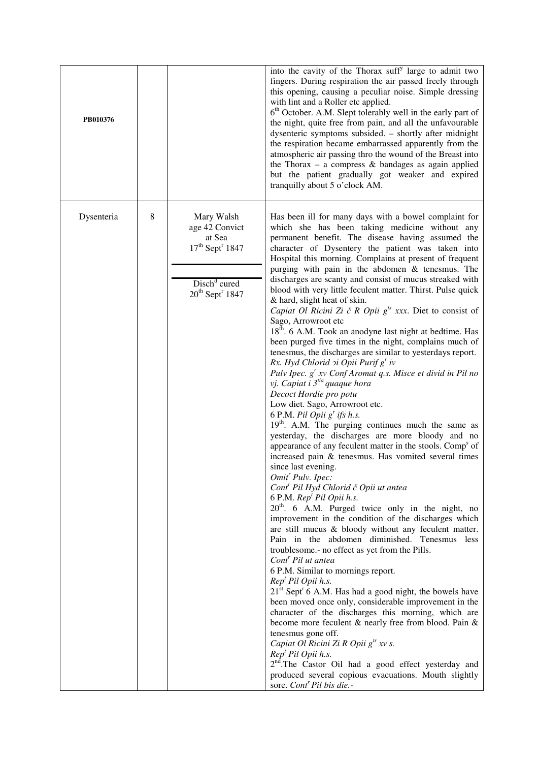| | | | |
|---|---|---|---|
| PB010376 | | | into the cavity of the Thorax suff[y] large to admit two fingers. During respiration the air passed freely through this opening, causing a peculiar noise. Simple dressing with lint and a Roller etc applied.<br>6[th] October. A.M. Slept tolerably well in the early part of the night, quite free from pain, and all the unfavourable dysenteric symptoms subsided. – shortly after midnight the respiration became embarrassed apparently from the atmospheric air passing thro the wound of the Breast into the Thorax – a compress & bandages as again applied but the patient gradually got weaker and expired tranquilly about 5 o'clock AM. |
| Dysenteria | 8 | Mary Walsh<br>age 42 Convict<br>at Sea<br>17[th] Sept[r] 1847<br><br>Disch[d] cured<br>20[th] Sept[r] 1847 | Has been ill for many days with a bowel complaint for which she has been taking medicine without any permanent benefit. The disease having assumed the character of Dysentery the patient was taken into Hospital this morning. Complains at present of frequent purging with pain in the abdomen & tenesmus. The discharges are scanty and consist of mucus streaked with blood with very little feculent matter. Thirst. Pulse quick & hard, slight heat of skin.<br>*Capiat Ol Ricini Zi č R Opii g[ts] xxx*. Diet to consist of Sago, Arrowroot etc<br>18[th]. 6 A.M. Took an anodyne last night at bedtime. Has been purged five times in the night, complains much of tenesmus, the discharges are similar to yesterdays report.<br>*Rx. Hyd Chlorid ɔi Opii Purif g[r] iv*<br>*Pulv Ipec. g[r] xv Conf Aromat q.s. Misce et divid in Pil no vj. Capiat i 3[tia] quaque hora*<br>*Decoct Hordie pro potu*<br>Low diet. Sago, Arrowroot etc.<br>6 P.M. *Pil Opii g[r] ifs h.s.*<br>19[th]. A.M. The purging continues much the same as yesterday, the discharges are more bloody and no appearance of any feculent matter in the stools. Comp[s] of increased pain & tenesmus. Has vomited several times since last evening.<br>*Omit[r] Pulv. Ipec:*<br>*Cont[r] Pil Hyd Chlorid č Opii ut antea*<br>6 P.M. *Rep[t] Pil Opii h.s.*<br>20[th]. 6 A.M. Purged twice only in the night, no improvement in the condition of the discharges which are still mucus & bloody without any feculent matter. Pain in the abdomen diminished. Tenesmus less troublesome.- no effect as yet from the Pills.<br>*Cont[r] Pil ut antea*<br>6 P.M. Similar to mornings report.<br>*Rep[t] Pil Opii h.s.*<br>21[st] Sept[r] 6 A.M. Has had a good night, the bowels have been moved once only, considerable improvement in the character of the discharges this morning, which are become more feculent & nearly free from blood. Pain & tenesmus gone off.<br>*Capiat Ol Ricini Zi R Opii g[ts] xv s.*<br>*Rep[t] Pil Opii h.s.*<br>2[nd].The Castor Oil had a good effect yesterday and produced several copious evacuations. Mouth slightly sore. *Cont[r] Pil bis die.-* |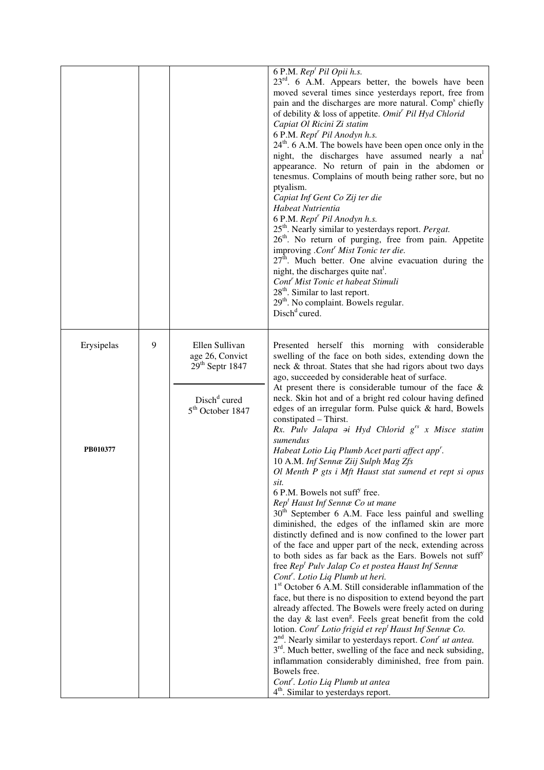| | | | |
|---|---|---|---|
| | | | 6 P.M. *Rep[t] Pil Opii h.s.*<br>23[rd]. 6 A.M. Appears better, the bowels have been moved several times since yesterdays report, free from pain and the discharges are more natural. Comp[s] chiefly of debility & loss of appetite. *Omit[r] Pil Hyd Chlorid*<br>*Capiat Ol Ricini Ʒi statim*<br>6 P.M. *Rept[r] Pil Anodyn h.s.*<br>24[th]. 6 A.M. The bowels have been open once only in the night, the discharges have assumed nearly a nat[l] appearance. No return of pain in the abdomen or tenesmus. Complains of mouth being rather sore, but no ptyalism.<br>*Capiat Inf Gent Co Ʒij ter die*<br>*Habeat Nutrientia*<br>6 P.M. *Rept[r] Pil Anodyn h.s.*<br>25[th]. Nearly similar to yesterdays report. *Pergat.*<br>26[th]. No return of purging, free from pain. Appetite improving .*Cont[r] Mist Tonic ter die.*<br>27[th]. Much better. One alvine evacuation during the night, the discharges quite nat[l].<br>*Cont[r] Mist Tonic et habeat Stimuli*<br>28[th]. Similar to last report.<br>29[th]. No complaint. Bowels regular.<br>Disch[d] cured. |
| Erysipelas<br><br>PB010377 | 9 | Ellen Sullivan<br>age 26, Convict<br>29[th] Septr 1847<br><br>Disch[d] cured<br>5[th] October 1847 | Presented herself this morning with considerable swelling of the face on both sides, extending down the neck & throat. States that she had rigors about two days ago, succeeded by considerable heat of surface.<br>At present there is considerable tumour of the face & neck. Skin hot and of a bright red colour having defined edges of an irregular form. Pulse quick & hard, Bowels constipated – Thirst.<br>*Rx. Pulv Jalapa ℈i Hyd Chlorid g[rs] x Misce statim sumendus*<br>*Habeat Lotio Liq Plumb Acet parti affect app[r].*<br>10 A.M. *Inf Sennæ Ʒiij Sulph Mag Ʒfs*<br>*Ol Menth P gts i Mft Haust stat sumend et rept si opus sit.*<br>6 P.M. Bowels not suff[y] free.<br>*Rep[t] Haust Inf Sennæ Co ut mane*<br>30[th] September 6 A.M. Face less painful and swelling diminished, the edges of the inflamed skin are more distinctly defined and is now confined to the lower part of the face and upper part of the neck, extending across to both sides as far back as the Ears. Bowels not suff[y] free *Rep[t] Pulv Jalap Co et postea Haust Inf Sennæ*<br>*Cont[r]. Lotio Liq Plumb ut heri.*<br>1[st] October 6 A.M. Still considerable inflammation of the face, but there is no disposition to extend beyond the part already affected. The Bowels were freely acted on during the day & last even[g]. Feels great benefit from the cold lotion. *Cont[r] Lotio frigid et rep[t] Haust Inf Sennæ Co.*<br>2[nd]. Nearly similar to yesterdays report. *Cont[r] ut antea.*<br>3[rd]. Much better, swelling of the face and neck subsiding, inflammation considerably diminished, free from pain. Bowels free.<br>*Cont[r]. Lotio Liq Plumb ut antea*<br>4[th]. Similar to yesterdays report. |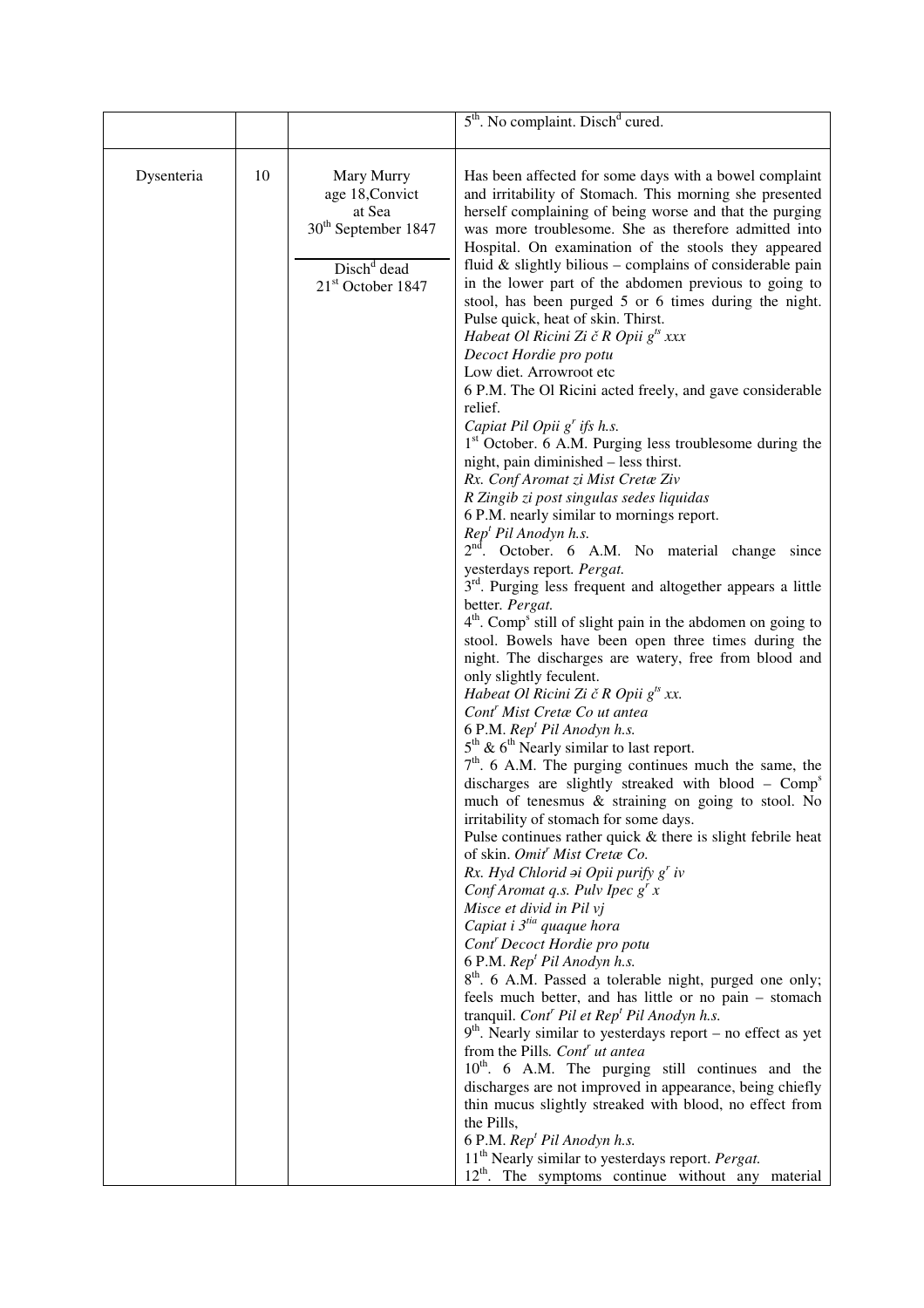| | | | |
|---|---|---|---|
| | | | 5th. No complaint. Disch^d cured. |
| Dysenteria | 10 | Mary Murry<br>age 18,Convict<br>at Sea<br>30th September 1847<br><br>Disch^d dead<br>21st October 1847 | Has been affected for some days with a bowel complaint and irritability of Stomach. This morning she presented herself complaining of being worse and that the purging was more troublesome. She as therefore admitted into Hospital. On examination of the stools they appeared fluid & slightly bilious – complains of considerable pain in the lower part of the abdomen previous to going to stool, has been purged 5 or 6 times during the night. Pulse quick, heat of skin. Thirst.<br>*Habeat Ol Ricini Zi č R Opii g^ts xxx*<br>*Decoct Hordie pro potu*<br>Low diet. Arrowroot etc<br>6 P.M. The Ol Ricini acted freely, and gave considerable relief.<br>*Capiat Pil Opii g^r ifs h.s.*<br>1st October. 6 A.M. Purging less troublesome during the night, pain diminished – less thirst.<br>*Rx. Conf Aromat zi Mist Cretæ Ziv*<br>*R Zingib zi post singulas sedes liquidas*<br>6 P.M. nearly similar to mornings report.<br>*Rep^t Pil Anodyn h.s.*<br>2nd. October. 6 A.M. No material change since yesterdays report. *Pergat.*<br>3rd. Purging less frequent and altogether appears a little better. *Pergat.*<br>4th. Comp^s still of slight pain in the abdomen on going to stool. Bowels have been open three times during the night. The discharges are watery, free from blood and only slightly feculent.<br>*Habeat Ol Ricini Zi č R Opii g^ts xx.*<br>*Cont^r Mist Cretæ Co ut antea*<br>6 P.M. *Rep^t Pil Anodyn h.s.*<br>5th & 6th Nearly similar to last report.<br>7th. 6 A.M. The purging continues much the same, the discharges are slightly streaked with blood – Comp^s much of tenesmus & straining on going to stool. No irritability of stomach for some days.<br>Pulse continues rather quick & there is slight febrile heat of skin. *Omit^r Mist Cretæ Co.*<br>*Rx. Hyd Chlorid ∋i Opii purify g^r iv*<br>*Conf Aromat q.s. Pulv Ipec g^r x*<br>*Misce et divid in Pil vj*<br>*Capiat i 3^tia quaque hora*<br>*Cont^r Decoct Hordie pro potu*<br>6 P.M. *Rep^t Pil Anodyn h.s.*<br>8th. 6 A.M. Passed a tolerable night, purged one only; feels much better, and has little or no pain – stomach tranquil. *Cont^r Pil et Rep^t Pil Anodyn h.s.*<br>9th. Nearly similar to yesterdays report – no effect as yet from the Pills. *Cont^r ut antea*<br>10th. 6 A.M. The purging still continues and the discharges are not improved in appearance, being chiefly thin mucus slightly streaked with blood, no effect from the Pills,<br>6 P.M. *Rep^t Pil Anodyn h.s.*<br>11th Nearly similar to yesterdays report. *Pergat.*<br>12th. The symptoms continue without any material |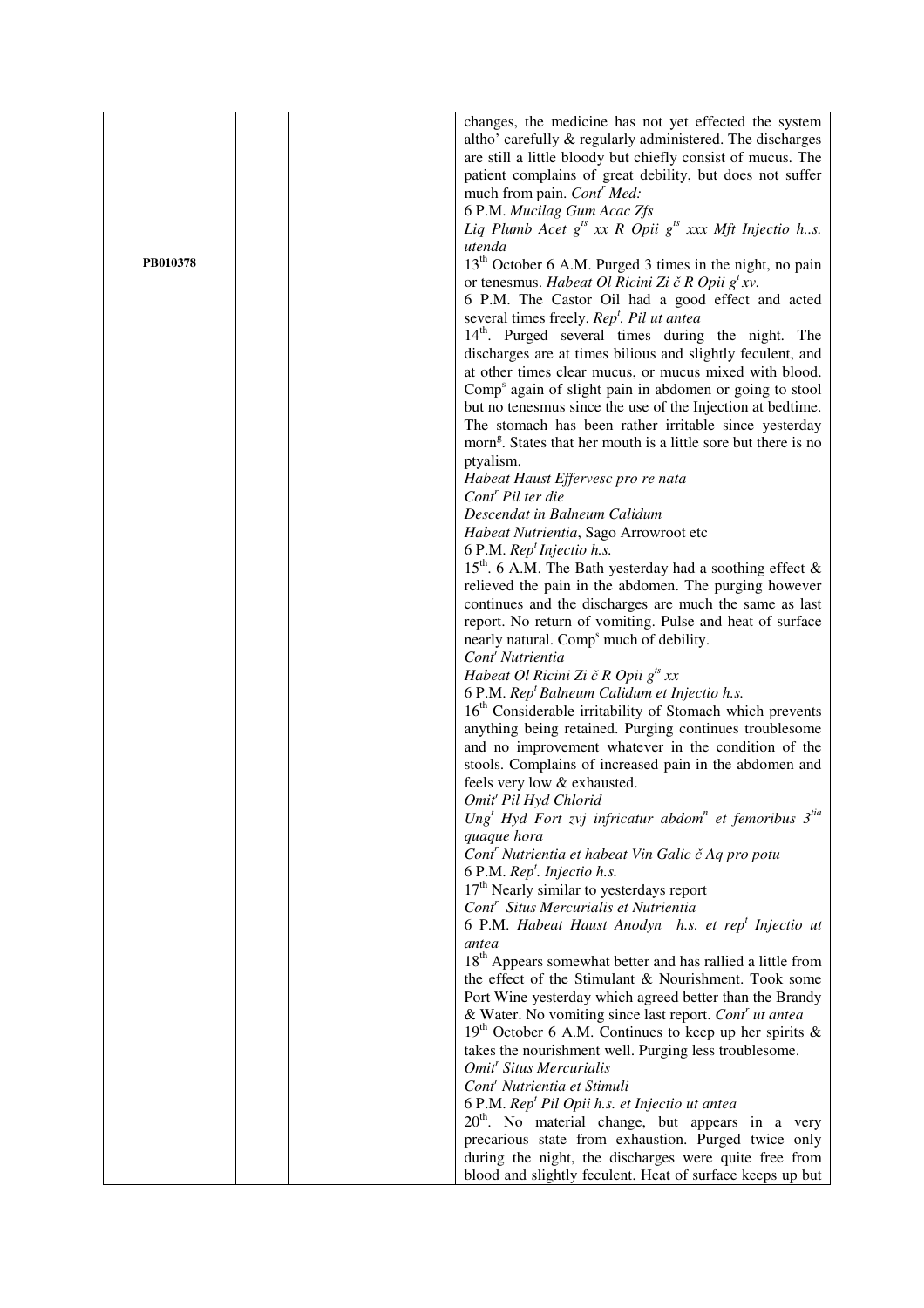| | | | |
|---|---|---|---|
| PB010378 | | | changes, the medicine has not yet effected the system altho' carefully & regularly administered. The discharges are still a little bloody but chiefly consist of mucus. The patient complains of great debility, but does not suffer much from pain. *Cont^r Med:*<br>6 P.M. *Mucilag Gum Acac Zfs*<br>*Liq Plumb Acet g^ts xx R Opii g^ts xxx Mft Injectio h..s. utenda*<br>13^th October 6 A.M. Purged 3 times in the night, no pain or tenesmus. *Habeat Ol Ricini Zi č R Opii g^t xv.*<br>6 P.M. The Castor Oil had a good effect and acted several times freely. *Rep^t. Pil ut antea*<br>14^th. Purged several times during the night. The discharges are at times bilious and slightly feculent, and at other times clear mucus, or mucus mixed with blood. Comp^s again of slight pain in abdomen or going to stool but no tenesmus since the use of the Injection at bedtime. The stomach has been rather irritable since yesterday morn^g. States that her mouth is a little sore but there is no ptyalism.<br>*Habeat Haust Effervesc pro re nata*<br>*Cont^r Pil ter die*<br>*Descendat in Balneum Calidum*<br>*Habeat Nutrientia*, Sago Arrowroot etc<br>6 P.M. *Rep^t Injectio h.s.*<br>15^th. 6 A.M. The Bath yesterday had a soothing effect & relieved the pain in the abdomen. The purging however continues and the discharges are much the same as last report. No return of vomiting. Pulse and heat of surface nearly natural. Comp^s much of debility.<br>*Cont^r Nutrientia*<br>*Habeat Ol Ricini Zi č R Opii g^ts xx*<br>6 P.M. *Rep^t Balneum Calidum et Injectio h.s.*<br>16^th Considerable irritability of Stomach which prevents anything being retained. Purging continues troublesome and no improvement whatever in the condition of the stools. Complains of increased pain in the abdomen and feels very low & exhausted.<br>*Omit^r Pil Hyd Chlorid*<br>*Ung^t Hyd Fort zvj infricatur abdom^n et femoribus 3^tia quaque hora*<br>*Cont^r Nutrientia et habeat Vin Galic č Aq pro potu*<br>6 P.M. *Rep^t. Injectio h.s.*<br>17^th Nearly similar to yesterdays report<br>*Cont^r Situs Mercurialis et Nutrientia*<br>6 P.M. *Habeat Haust Anodyn h.s. et rep^t Injectio ut antea*<br>18^th Appears somewhat better and has rallied a little from the effect of the Stimulant & Nourishment. Took some Port Wine yesterday which agreed better than the Brandy & Water. No vomiting since last report. *Cont^r ut antea*<br>19^th October 6 A.M. Continues to keep up her spirits & takes the nourishment well. Purging less troublesome.<br>*Omit^r Situs Mercurialis*<br>*Cont^r Nutrientia et Stimuli*<br>6 P.M. *Rep^t Pil Opii h.s. et Injectio ut antea*<br>20^th. No material change, but appears in a very precarious state from exhaustion. Purged twice only during the night, the discharges were quite free from blood and slightly feculent. Heat of surface keeps up but |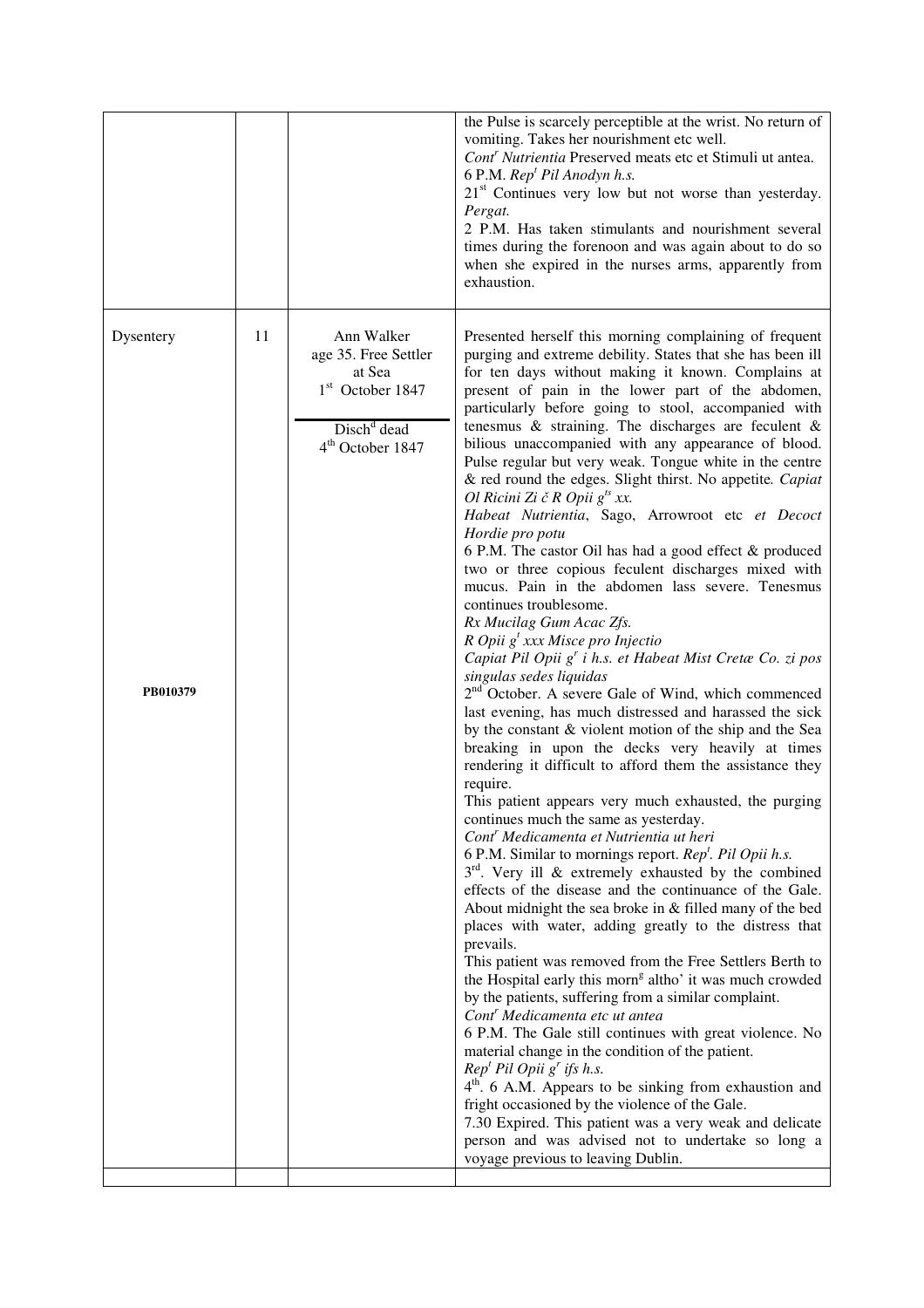| | | | |
|---|---|---|---|
| | | | the Pulse is scarcely perceptible at the wrist. No return of vomiting. Takes her nourishment etc well.<br>*Cont^r Nutrientia* Preserved meats etc et Stimuli ut antea.<br>6 P.M. *Rep^t Pil Anodyn h.s.*<br>21^st Continues very low but not worse than yesterday. *Pergat.*<br>2 P.M. Has taken stimulants and nourishment several times during the forenoon and was again about to do so when she expired in the nurses arms, apparently from exhaustion. |
| Dysentery<br><br>**PB010379** | 11 | Ann Walker<br>age 35. Free Settler<br>at Sea<br>1^st October 1847<br><br>Disch^d dead<br>4^th October 1847 | Presented herself this morning complaining of frequent purging and extreme debility. States that she has been ill for ten days without making it known. Complains at present of pain in the lower part of the abdomen, particularly before going to stool, accompanied with tenesmus & straining. The discharges are feculent & bilious unaccompanied with any appearance of blood. Pulse regular but very weak. Tongue white in the centre & red round the edges. Slight thirst. No appetite. *Capiat Ol Ricini Zi č R Opii g^ts xx.*<br>*Habeat Nutrientia*, Sago, Arrowroot etc *et Decoct Hordie pro potu*<br>6 P.M. The castor Oil has had a good effect & produced two or three copious feculent discharges mixed with mucus. Pain in the abdomen lass severe. Tenesmus continues troublesome.<br>*Rx Mucilag Gum Acac Zfs.*<br>*R Opii g^t xxx Misce pro Injectio*<br>*Capiat Pil Opii g^r i h.s. et Habeat Mist Cretæ Co. zi pos singulas sedes liquidas*<br>2^nd October. A severe Gale of Wind, which commenced last evening, has much distressed and harassed the sick by the constant & violent motion of the ship and the Sea breaking in upon the decks very heavily at times rendering it difficult to afford them the assistance they require.<br>This patient appears very much exhausted, the purging continues much the same as yesterday.<br>*Cont^r Medicamenta et Nutrientia ut heri*<br>6 P.M. Similar to mornings report. *Rep^t. Pil Opii h.s.*<br>3^rd. Very ill & extremely exhausted by the combined effects of the disease and the continuance of the Gale. About midnight the sea broke in & filled many of the bed places with water, adding greatly to the distress that prevails.<br>This patient was removed from the Free Settlers Berth to the Hospital early this morn^g altho' it was much crowded by the patients, suffering from a similar complaint.<br>*Cont^r Medicamenta etc ut antea*<br>6 P.M. The Gale still continues with great violence. No material change in the condition of the patient.<br>*Rep^t Pil Opii g^r ifs h.s.*<br>4^th. 6 A.M. Appears to be sinking from exhaustion and fright occasioned by the violence of the Gale.<br>7.30 Expired. This patient was a very weak and delicate person and was advised not to undertake so long a voyage previous to leaving Dublin. |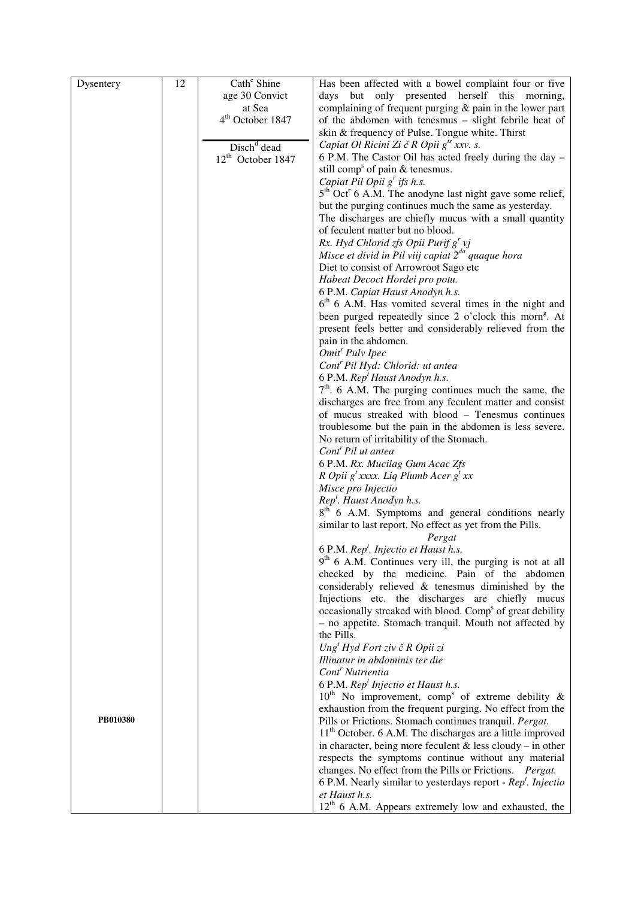| Dysentery | 12 | Cath$^{e}$ Shine age 30 Convict at Sea 4$^{th}$ October 1847 Disch$^{d}$ dead 12$^{th}$ October 1847 PB010380 | Has been affected with a bowel complaint four or five days but only presented herself this morning, complaining of frequent purging & pain in the lower part of the abdomen with tenesmus – slight febrile heat of skin & frequency of Pulse. Tongue white. Thirst *Capiat Ol Ricini Zi č R Opii g$^{ts}$ xxv. s.* 6 P.M. The Castor Oil has acted freely during the day – still comp$^{s}$ of pain & tenesmus. *Capiat Pil Opii g$^{r}$ ifs h.s.* 5$^{th}$ Oct$^{r}$ 6 A.M. The anodyne last night gave some relief, but the purging continues much the same as yesterday. The discharges are chiefly mucus with a small quantity of feculent matter but no blood. *Rx. Hyd Chlorid zfs Opii Purif g$^{r}$ vj Misce et divid in Pil viij capiat 2$^{da}$ quaque hora* Diet to consist of Arrowroot Sago etc *Habeat Decoct Hordei pro potu.* 6 P.M. *Capiat Haust Anodyn h.s.* 6$^{th}$ 6 A.M. Has vomited several times in the night and been purged repeatedly since 2 o'clock this morn$^{g}$. At present feels better and considerably relieved from the pain in the abdomen. *Omit$^{r}$ Pulv Ipec Cont$^{r}$ Pil Hyd: Chlorid: ut antea* 6 P.M. *Rep$^{t}$ Haust Anodyn h.s.* 7$^{th}$. 6 A.M. The purging continues much the same, the discharges are free from any feculent matter and consist of mucus streaked with blood – Tenesmus continues troublesome but the pain in the abdomen is less severe. No return of irritability of the Stomach. *Cont$^{r}$ Pil ut antea* 6 P.M. *Rx. Mucilag Gum Acac Zfs R Opii g$^{t}$ xxxx. Liq Plumb Acer g$^{t}$ xx Misce pro Injectio Rep$^{t}$. Haust Anodyn h.s.* 8$^{th}$ 6 A.M. Symptoms and general conditions nearly similar to last report. No effect as yet from the Pills. *Pergat* 6 P.M. *Rep$^{t}$. Injectio et Haust h.s.* 9$^{th}$ 6 A.M. Continues very ill, the purging is not at all checked by the medicine. Pain of the abdomen considerably relieved & tenesmus diminished by the Injections etc. the discharges are chiefly mucus occasionally streaked with blood. Comp$^{s}$ of great debility – no appetite. Stomach tranquil. Mouth not affected by the Pills. *Ung$^{t}$ Hyd Fort ziv č R Opii zi Illinatur in abdominis ter die Cont$^{r}$ Nutrientia* 6 P.M. *Rep$^{t}$ Injectio et Haust h.s.* 10$^{th}$ No improvement, comp$^{s}$ of extreme debility & exhaustion from the frequent purging. No effect from the Pills or Frictions. Stomach continues tranquil. *Pergat.* 11$^{th}$ October. 6 A.M. The discharges are a little improved in character, being more feculent & less cloudy – in other respects the symptoms continue without any material changes. No effect from the Pills or Frictions. *Pergat.* 6 P.M. Nearly similar to yesterdays report - *Rep$^{t}$. Injectio et Haust h.s.* 12$^{th}$ 6 A.M. Appears extremely low and exhausted, the |
|---|---|---|---|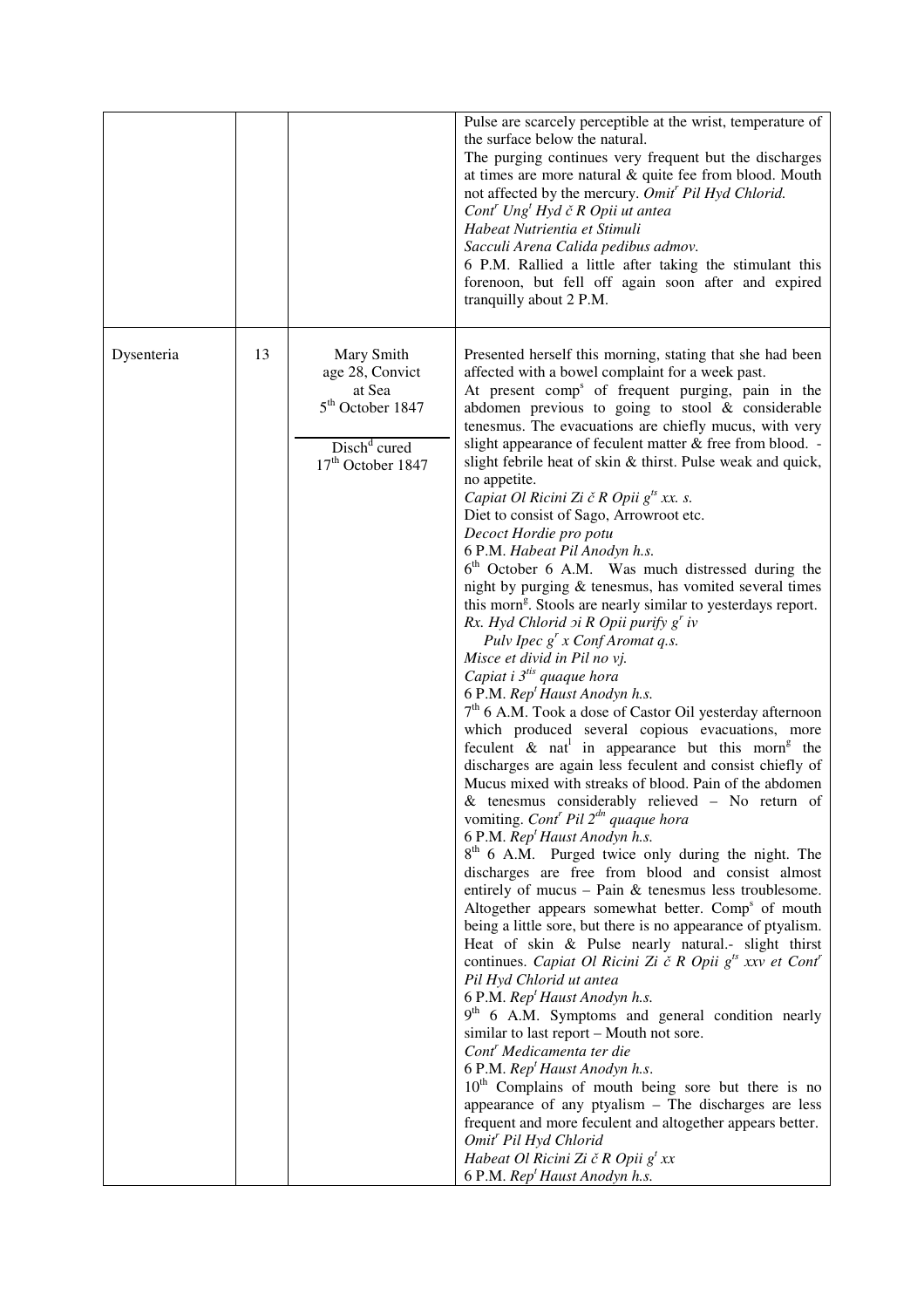| | | | |
|---|---|---|---|
| | | | Pulse are scarcely perceptible at the wrist, temperature of the surface below the natural.<br>The purging continues very frequent but the discharges at times are more natural & quite fee from blood. Mouth not affected by the mercury. *Omit[r] Pil Hyd Chlorid.*<br>*Cont[r] Ung[t] Hyd č R Opii ut antea*<br>*Habeat Nutrientia et Stimuli*<br>*Sacculi Arena Calida pedibus admov.*<br>6 P.M. Rallied a little after taking the stimulant this forenoon, but fell off again soon after and expired tranquilly about 2 P.M. |
| Dysenteria | 13 | Mary Smith<br>age 28, Convict<br>at Sea<br>5[th] October 1847<br><br>Disch[d] cured<br>17[th] October 1847 | Presented herself this morning, stating that she had been affected with a bowel complaint for a week past.<br>At present comp[s] of frequent purging, pain in the abdomen previous to going to stool & considerable tenesmus. The evacuations are chiefly mucus, with very slight appearance of feculent matter & free from blood. - slight febrile heat of skin & thirst. Pulse weak and quick, no appetite.<br>*Capiat Ol Ricini Zi č R Opii g[ts] xx. s.*<br>Diet to consist of Sago, Arrowroot etc.<br>*Decoct Hordie pro potu*<br>6 P.M. *Habeat Pil Anodyn h.s.*<br>6[th] October 6 A.M. Was much distressed during the night by purging & tenesmus, has vomited several times this morn[g]. Stools are nearly similar to yesterdays report.<br>*Rx. Hyd Chlorid ɔi R Opii purify g[r] iv*<br>*Pulv Ipec g[r] x Conf Aromat q.s.*<br>*Misce et divid in Pil no vj.*<br>*Capiat i 3[tis] quaque hora*<br>6 P.M. *Rep[t] Haust Anodyn h.s.*<br>7[th] 6 A.M. Took a dose of Castor Oil yesterday afternoon which produced several copious evacuations, more feculent & nat[l] in appearance but this morn[g] the discharges are again less feculent and consist chiefly of Mucus mixed with streaks of blood. Pain of the abdomen & tenesmus considerably relieved – No return of vomiting. *Cont[r] Pil 2[dn] quaque hora*<br>6 P.M. *Rep[t] Haust Anodyn h.s.*<br>8[th] 6 A.M. Purged twice only during the night. The discharges are free from blood and consist almost entirely of mucus – Pain & tenesmus less troublesome. Altogether appears somewhat better. Comp[s] of mouth being a little sore, but there is no appearance of ptyalism. Heat of skin & Pulse nearly natural.- slight thirst continues. *Capiat Ol Ricini Zi č R Opii g[ts] xxv et Cont[r] Pil Hyd Chlorid ut antea*<br>6 P.M. *Rep[t] Haust Anodyn h.s.*<br>9[th] 6 A.M. Symptoms and general condition nearly similar to last report – Mouth not sore.<br>*Cont[r] Medicamenta ter die*<br>6 P.M. *Rep[t] Haust Anodyn h.s*.<br>10[th] Complains of mouth being sore but there is no appearance of any ptyalism – The discharges are less frequent and more feculent and altogether appears better.<br>*Omit[r] Pil Hyd Chlorid*<br>*Habeat Ol Ricini Zi č R Opii g[t] xx*<br>6 P.M. *Rep[t] Haust Anodyn h.s.* |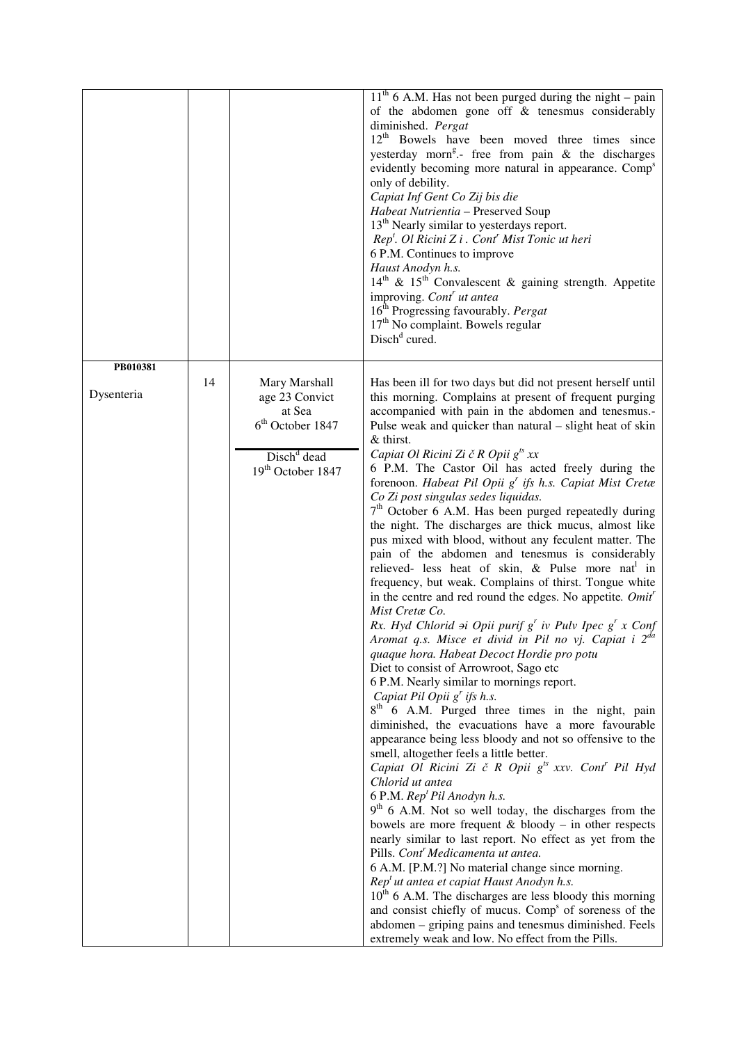| | | | |
|---|---|---|---|
| | | | 11th 6 A.M. Has not been purged during the night – pain of the abdomen gone off & tenesmus considerably diminished. *Pergat*<br>12th Bowels have been moved three times since yesterday morng.- free from pain & the discharges evidently becoming more natural in appearance. Comps only of debility.<br>*Capiat Inf Gent Co Zij bis die*<br>*Habeat Nutrientia* – Preserved Soup<br>13th Nearly similar to yesterdays report.<br>*Rept. Ol Ricini Z i . Contr Mist Tonic ut heri*<br>6 P.M. Continues to improve<br>*Haust Anodyn h.s.*<br>14th & 15th Convalescent & gaining strength. Appetite improving. *Contr ut antea*<br>16th Progressing favourably. *Pergat*<br>17th No complaint. Bowels regular<br>Dischd cured. |
| **PB010381**<br><br>Dysenteria | 14 | Mary Marshall<br>age 23 Convict<br>at Sea<br>6th October 1847<br><br>Dischd dead<br>19th October 1847 | Has been ill for two days but did not present herself until this morning. Complains at present of frequent purging accompanied with pain in the abdomen and tenesmus.- Pulse weak and quicker than natural – slight heat of skin & thirst.<br>*Capiat Ol Ricini Zi č R Opii gts xx*<br>6 P.M. The Castor Oil has acted freely during the forenoon. *Habeat Pil Opii gr ifs h.s. Capiat Mist Cretæ Co Zi post singulas sedes liquidas.*<br>7th October 6 A.M. Has been purged repeatedly during the night. The discharges are thick mucus, almost like pus mixed with blood, without any feculent matter. The pain of the abdomen and tenesmus is considerably relieved- less heat of skin, & Pulse more natl in frequency, but weak. Complains of thirst. Tongue white in the centre and red round the edges. No appetite. *Omitr Mist Cretæ Co.*<br>*Rx. Hyd Chlorid ∋i Opii purif gr iv Pulv Ipec gr x Conf Aromat q.s. Misce et divid in Pil no vj. Capiat i 2da quaque hora. Habeat Decoct Hordie pro potu*<br>Diet to consist of Arrowroot, Sago etc<br>6 P.M. Nearly similar to mornings report.<br>*Capiat Pil Opii gr ifs h.s.*<br>8th 6 A.M. Purged three times in the night, pain diminished, the evacuations have a more favourable appearance being less bloody and not so offensive to the smell, altogether feels a little better.<br>*Capiat Ol Ricini Zi č R Opii gts xxv. Contr Pil Hyd Chlorid ut antea*<br>6 P.M. *Rept Pil Anodyn h.s.*<br>9th 6 A.M. Not so well today, the discharges from the bowels are more frequent & bloody – in other respects nearly similar to last report. No effect as yet from the Pills. *Contr Medicamenta ut antea.*<br>6 A.M. [P.M.?] No material change since morning.<br>*Rept ut antea et capiat Haust Anodyn h.s.*<br>10th 6 A.M. The discharges are less bloody this morning and consist chiefly of mucus. Comps of soreness of the abdomen – griping pains and tenesmus diminished. Feels extremely weak and low. No effect from the Pills. |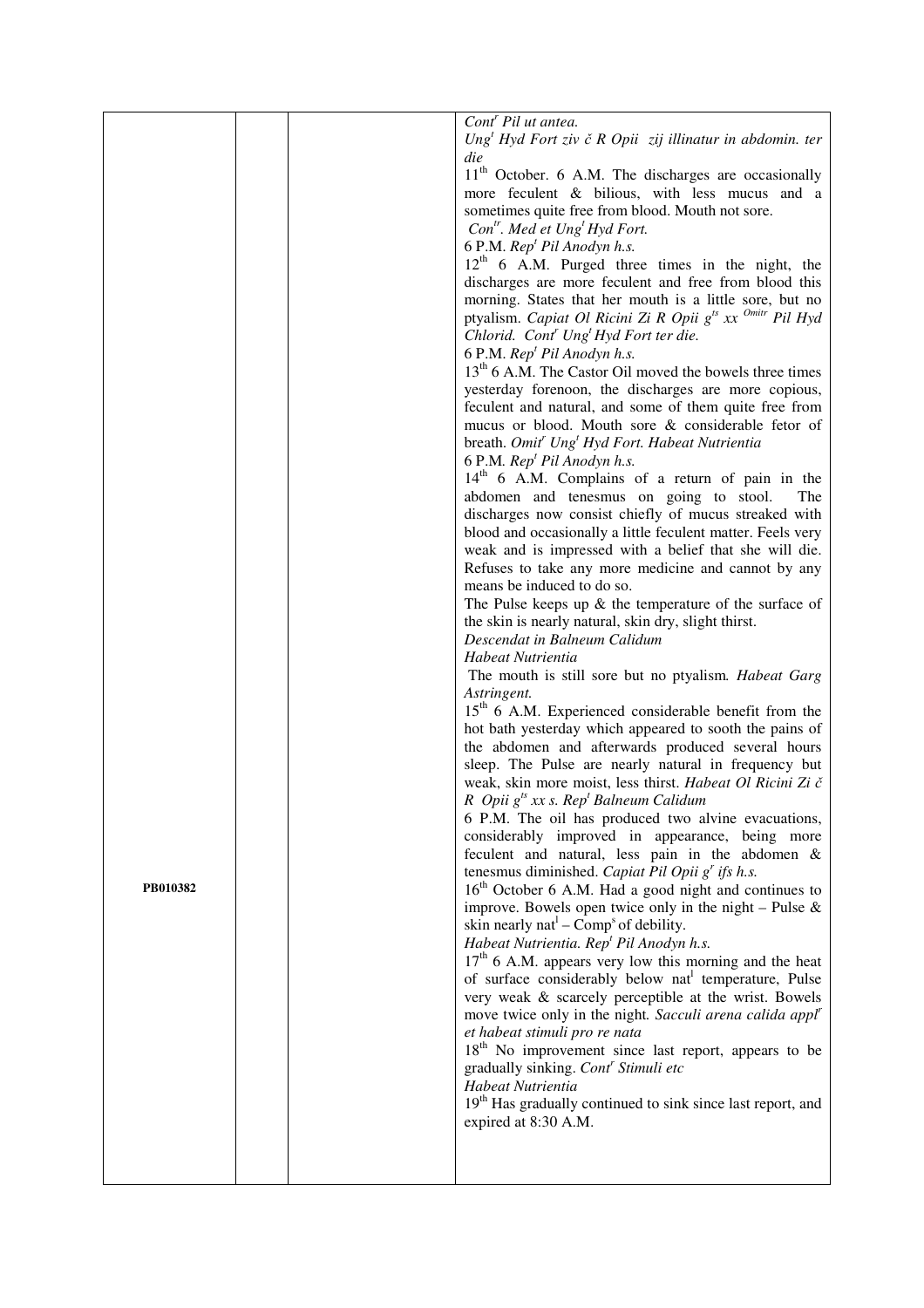| | | | |
|---|---|---|---|
| PB010382 | | | *Cont<sup>r</sup> Pil ut antea.*<br>*Ung<sup>t</sup> Hyd Fort ziv č R Opii zij illinatur in abdomin. ter die*<br>11th October. 6 A.M. The discharges are occasionally more feculent & bilious, with less mucus and a sometimes quite free from blood. Mouth not sore.<br>*Con<sup>tr</sup>. Med et Ung<sup>t</sup> Hyd Fort.*<br>6 P.M. *Rep<sup>t</sup> Pil Anodyn h.s.*<br>12th 6 A.M. Purged three times in the night, the discharges are more feculent and free from blood this morning. States that her mouth is a little sore, but no ptyalism. *Capiat Ol Ricini Zi R Opii g<sup>ts</sup> xx <sup>Omitr</sup> Pil Hyd Chlorid. Cont<sup>r</sup> Ung<sup>t</sup> Hyd Fort ter die.*<br>6 P.M. *Rep<sup>t</sup> Pil Anodyn h.s.*<br>13th 6 A.M. The Castor Oil moved the bowels three times yesterday forenoon, the discharges are more copious, feculent and natural, and some of them quite free from mucus or blood. Mouth sore & considerable fetor of breath. *Omit<sup>r</sup> Ung<sup>t</sup> Hyd Fort. Habeat Nutrientia*<br>6 P.M. *Rep<sup>t</sup> Pil Anodyn h.s.*<br>14th 6 A.M. Complains of a return of pain in the abdomen and tenesmus on going to stool. The discharges now consist chiefly of mucus streaked with blood and occasionally a little feculent matter. Feels very weak and is impressed with a belief that she will die. Refuses to take any more medicine and cannot by any means be induced to do so.<br>The Pulse keeps up & the temperature of the surface of the skin is nearly natural, skin dry, slight thirst.<br>*Descendat in Balneum Calidum*<br>*Habeat Nutrientia*<br>The mouth is still sore but no ptyalism. *Habeat Garg Astringent.*<br>15th 6 A.M. Experienced considerable benefit from the hot bath yesterday which appeared to sooth the pains of the abdomen and afterwards produced several hours sleep. The Pulse are nearly natural in frequency but weak, skin more moist, less thirst. *Habeat Ol Ricini Zi č R Opii g<sup>ts</sup> xx s. Rep<sup>t</sup> Balneum Calidum*<br>6 P.M. The oil has produced two alvine evacuations, considerably improved in appearance, being more feculent and natural, less pain in the abdomen & tenesmus diminished. *Capiat Pil Opii g<sup>r</sup> ifs h.s.*<br>16th October 6 A.M. Had a good night and continues to improve. Bowels open twice only in the night – Pulse & skin nearly nat<sup>l</sup> – Comp<sup>s</sup> of debility.<br>*Habeat Nutrientia. Rep<sup>t</sup> Pil Anodyn h.s.*<br>17th 6 A.M. appears very low this morning and the heat of surface considerably below nat<sup>l</sup> temperature, Pulse very weak & scarcely perceptible at the wrist. Bowels move twice only in the night. *Sacculi arena calida appl<sup>r</sup> et habeat stimuli pro re nata*<br>18th No improvement since last report, appears to be gradually sinking. *Cont<sup>r</sup> Stimuli etc*<br>*Habeat Nutrientia*<br>19th Has gradually continued to sink since last report, and expired at 8:30 A.M. |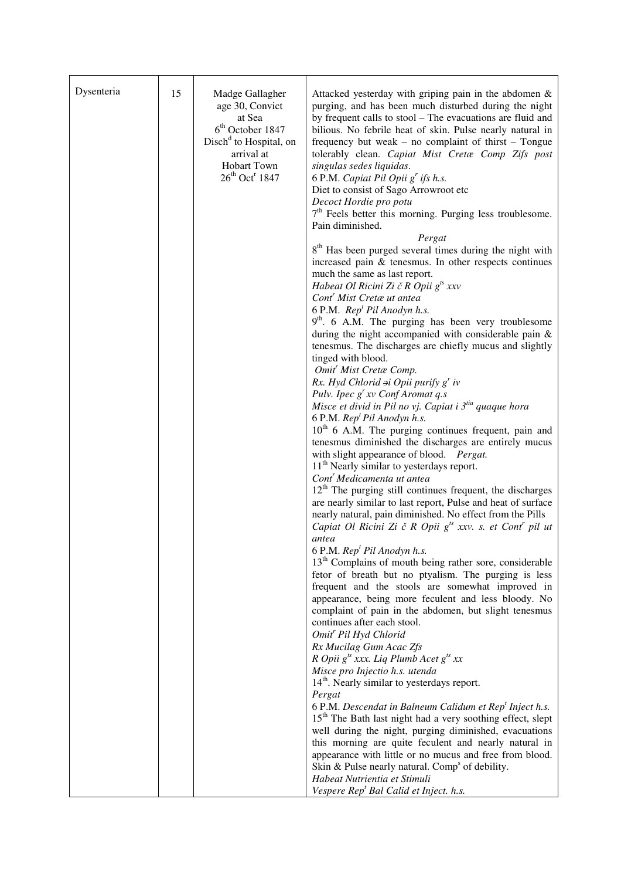| | | | |
|---|---|---|---|
| Dysenteria | 15 | Madge Gallagher<br>age 30, Convict<br>at Sea<br>6th October 1847<br>Dischd to Hospital, on arrival at<br>Hobart Town<br>26th Octr 1847 | Attacked yesterday with griping pain in the abdomen & purging, and has been much disturbed during the night by frequent calls to stool – The evacuations are fluid and bilious. No febrile heat of skin. Pulse nearly natural in frequency but weak – no complaint of thirst – Tongue tolerably clean. *Capiat Mist Cretæ Comp Zifs post singulas sedes liquidas*.<br>6 P.M. *Capiat Pil Opii gr ifs h.s.*<br>Diet to consist of Sago Arrowroot etc<br>*Decoct Hordie pro potu*<br>7th Feels better this morning. Purging less troublesome. Pain diminished.<br>*Pergat*<br>8th Has been purged several times during the night with increased pain & tenesmus. In other respects continues much the same as last report.<br>*Habeat Ol Ricini Zi č R Opii gts xxv*<br>*Contr Mist Cretæ ut antea*<br>6 P.M. *Rept Pil Anodyn h.s.*<br>9th. 6 A.M. The purging has been very troublesome during the night accompanied with considerable pain & tenesmus. The discharges are chiefly mucus and slightly tinged with blood.<br>*Omitr Mist Cretæ Comp.*<br>*Rx. Hyd Chlorid ɘi Opii purify gr iv*<br>*Pulv. Ipec gr xv Conf Aromat q.s*<br>*Misce et divid in Pil no vj. Capiat i 3tia quaque hora*<br>6 P.M. *Rept Pil Anodyn h.s.*<br>10th 6 A.M. The purging continues frequent, pain and tenesmus diminished the discharges are entirely mucus with slight appearance of blood. *Pergat.*<br>11th Nearly similar to yesterdays report.<br>*Contr Medicamenta ut antea*<br>12th The purging still continues frequent, the discharges are nearly similar to last report, Pulse and heat of surface nearly natural, pain diminished. No effect from the Pills<br>*Capiat Ol Ricini Zi č R Opii gts xxv. s. et Contr pil ut antea*<br>6 P.M. *Rept Pil Anodyn h.s.*<br>13th Complains of mouth being rather sore, considerable fetor of breath but no ptyalism. The purging is less frequent and the stools are somewhat improved in appearance, being more feculent and less bloody. No complaint of pain in the abdomen, but slight tenesmus continues after each stool.<br>*Omitr Pil Hyd Chlorid*<br>*Rx Mucilag Gum Acac Zfs*<br>*R Opii gts xxx. Liq Plumb Acet gts xx*<br>*Misce pro Injectio h.s. utenda*<br>14th. Nearly similar to yesterdays report.<br>*Pergat*<br>6 P.M. *Descendat in Balneum Calidum et Rept Inject h.s.*<br>15th The Bath last night had a very soothing effect, slept well during the night, purging diminished, evacuations this morning are quite feculent and nearly natural in appearance with little or no mucus and free from blood. Skin & Pulse nearly natural. Comps of debility.<br>*Habeat Nutrientia et Stimuli*<br>*Vespere Rept Bal Calid et Inject. h.s.* |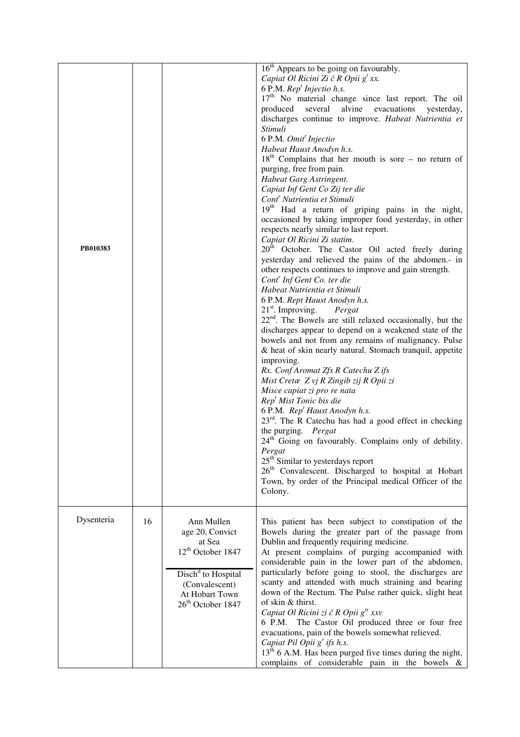| | | | |
|---|---|---|---|
| PB010383 | | | 16th Appears to be going on favourably.<br>*Capiat Ol Ricini Zi č R Opii g^t xx.*<br>6 P.M. *Rep^t Injectio h.s.*<br>17th No material change since last report. The oil produced several alvine evacuations yesterday, discharges continue to improve. *Habeat Nutrientia et Stimuli*<br>6 P.M. *Omit^r Injectio*<br>*Habeat Haust Anodyn h.s.*<br>18th Complains that her mouth is sore – no return of purging, free from pain.<br>*Habeat Garg Astringent.*<br>*Capiat Inf Gent Co Zij ter die*<br>*Cont^r Nutrientia et Stimuli*<br>19th Had a return of griping pains in the night, occasioned by taking improper food yesterday, in other respects nearly similar to last report.<br>*Capiat Ol Ricini Zi statim.*<br>20th October. The Castor Oil acted freely during yesterday and relieved the pains of the abdomen.- in other respects continues to improve and gain strength.<br>*Cont^r Inf Gent Co. ter die*<br>*Habeat Nutrientia et Stimuli*<br>6 P.M. *Rept Haust Anodyn h.s.*<br>21st. Improving. *Pergat*<br>22nd. The Bowels are still relaxed occasionally, but the discharges appear to depend on a weakened state of the bowels and not from any remains of malignancy. Pulse & heat of skin nearly natural. Stomach tranquil, appetite improving.<br>*Rx. Conf Aromat Zfs R Catechu Z ifs*<br>*Mist Cretæ Z vj R Zingib zij R Opii zi*<br>*Misce capiat zi pro re nata*<br>*Rep^t Mist Tonic bis die*<br>6 P.M. *Rep^t Haust Anodyn h.s.*<br>23rd. The R Catechu has had a good effect in checking the purging. *Pergat*<br>24th Going on favourably. Complains only of debility. *Pergat*<br>25th Similar to yesterdays report<br>26th Convalescent. Discharged to hospital at Hobart Town, by order of the Principal medical Officer of the Colony. |
| Dysenteria | 16 | Ann Mullen<br>age 20, Convict<br>at Sea<br>12th October 1847<br>———<br>Disch^d to Hospital<br>(Convalescent)<br>At Hobart Town<br>26th October 1847 | This patient has been subject to constipation of the Bowels during the greater part of the passage from Dublin and frequently requiring medicine.<br>At present complains of purging accompanied with considerable pain in the lower part of the abdomen, particularly before going to stool, the discharges are scanty and attended with much straining and bearing down of the Rectum. The Pulse rather quick, slight heat of skin & thirst.<br>*Capiat Ol Ricini zi č R Opii g^ts xxv*<br>6 P.M. The Castor Oil produced three or four free evacuations, pain of the bowels somewhat relieved.<br>*Capiat Pil Opii g^r ifs h.s.*<br>13th 6 A.M. Has been purged five times during the night, complains of considerable pain in the bowels & |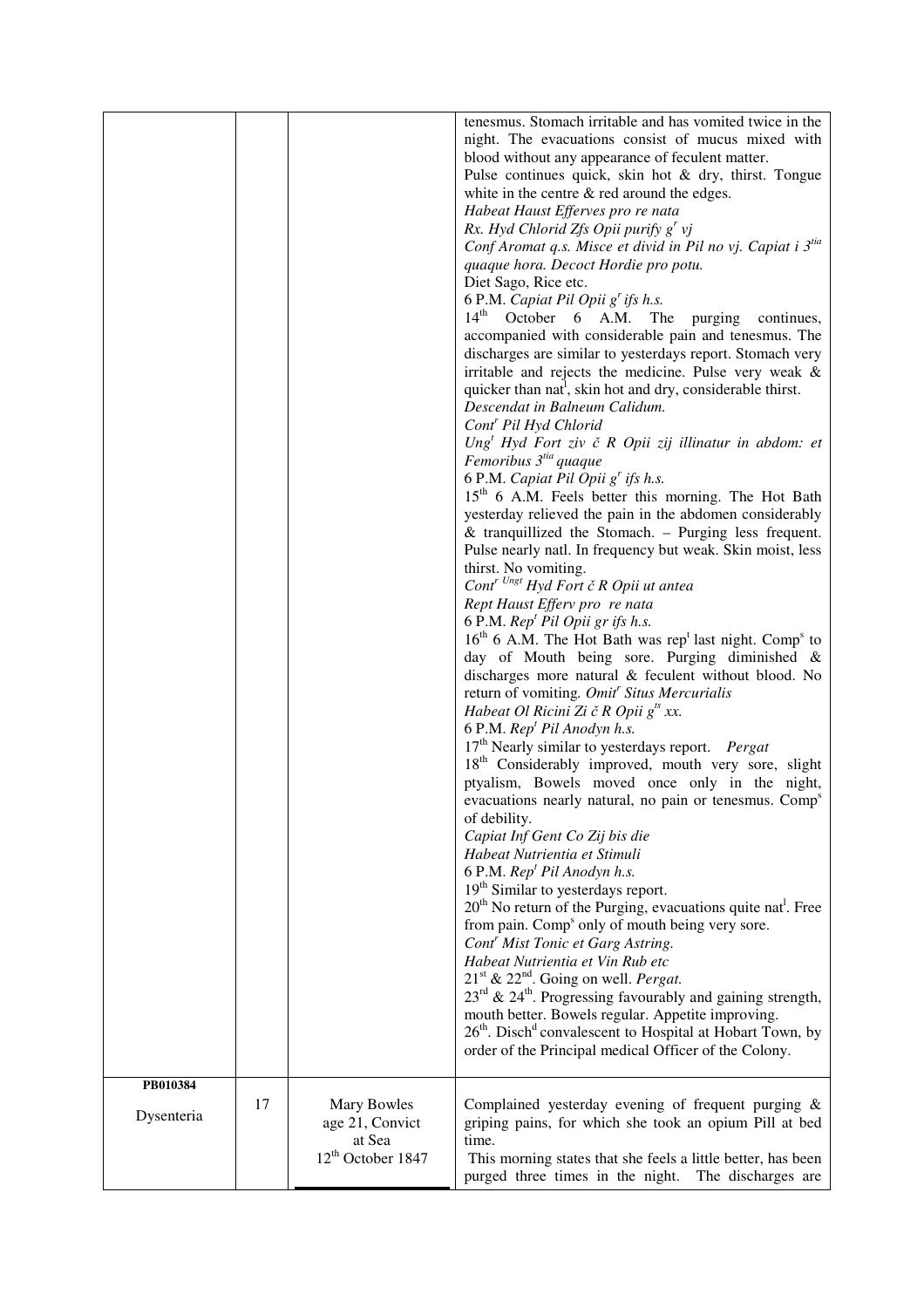| | | | |
|---|---|---|---|
| | | | tenesmus. Stomach irritable and has vomited twice in the night. The evacuations consist of mucus mixed with blood without any appearance of feculent matter.<br>Pulse continues quick, skin hot & dry, thirst. Tongue white in the centre & red around the edges.<br>*Habeat Haust Efferves pro re nata*<br>*Rx. Hyd Chlorid Zfs Opii purify g$^{r}$ vj*<br>*Conf Aromat q.s. Misce et divid in Pil no vj. Capiat i 3$^{tia}$ quaque hora. Decoct Hordie pro potu.*<br>Diet Sago, Rice etc.<br>6 P.M. *Capiat Pil Opii g$^{r}$ ifs h.s.*<br>14$^{th}$ October 6 A.M. The purging continues, accompanied with considerable pain and tenesmus. The discharges are similar to yesterdays report. Stomach very irritable and rejects the medicine. Pulse very weak & quicker than nat$^{l}$, skin hot and dry, considerable thirst.<br>*Descendat in Balneum Calidum.*<br>*Cont$^{r}$ Pil Hyd Chlorid*<br>*Ung$^{t}$ Hyd Fort ziv č R Opii zij illinatur in abdom: et Femoribus 3$^{tia}$ quaque*<br>6 P.M. *Capiat Pil Opii g$^{r}$ ifs h.s.*<br>15$^{th}$ 6 A.M. Feels better this morning. The Hot Bath yesterday relieved the pain in the abdomen considerably & tranquillized the Stomach. – Purging less frequent. Pulse nearly natl. In frequency but weak. Skin moist, less thirst. No vomiting.<br>*Cont$^{r\ Ungt}$ Hyd Fort č R Opii ut antea*<br>*Rept Haust Efferv pro re nata*<br>6 P.M. *Rep$^{t}$ Pil Opii gr ifs h.s.*<br>16$^{th}$ 6 A.M. The Hot Bath was rep$^{t}$ last night. Comp$^{s}$ to day of Mouth being sore. Purging diminished & discharges more natural & feculent without blood. No return of vomiting. *Omit$^{r}$ Situs Mercurialis*<br>*Habeat Ol Ricini Zi č R Opii g$^{ts}$ xx.*<br>6 P.M. *Rep$^{t}$ Pil Anodyn h.s.*<br>17$^{th}$ Nearly similar to yesterdays report. *Pergat*<br>18$^{th}$ Considerably improved, mouth very sore, slight ptyalism, Bowels moved once only in the night, evacuations nearly natural, no pain or tenesmus. Comp$^{s}$ of debility.<br>*Capiat Inf Gent Co Zij bis die*<br>*Habeat Nutrientia et Stimuli*<br>6 P.M. *Rep$^{t}$ Pil Anodyn h.s.*<br>19$^{th}$ Similar to yesterdays report.<br>20$^{th}$ No return of the Purging, evacuations quite nat$^{l}$. Free from pain. Comp$^{s}$ only of mouth being very sore.<br>*Cont$^{r}$ Mist Tonic et Garg Astring.*<br>*Habeat Nutrientia et Vin Rub etc*<br>21$^{st}$ & 22$^{nd}$. Going on well. *Pergat.*<br>23$^{rd}$ & 24$^{th}$. Progressing favourably and gaining strength, mouth better. Bowels regular. Appetite improving.<br>26$^{th}$. Disch$^{d}$ convalescent to Hospital at Hobart Town, by order of the Principal medical Officer of the Colony. |
| **PB010384**<br>Dysenteria | 17 | Mary Bowles<br>age 21, Convict<br>at Sea<br>12$^{th}$ October 1847 | Complained yesterday evening of frequent purging & griping pains, for which she took an opium Pill at bed time.<br>This morning states that she feels a little better, has been purged three times in the night. The discharges are |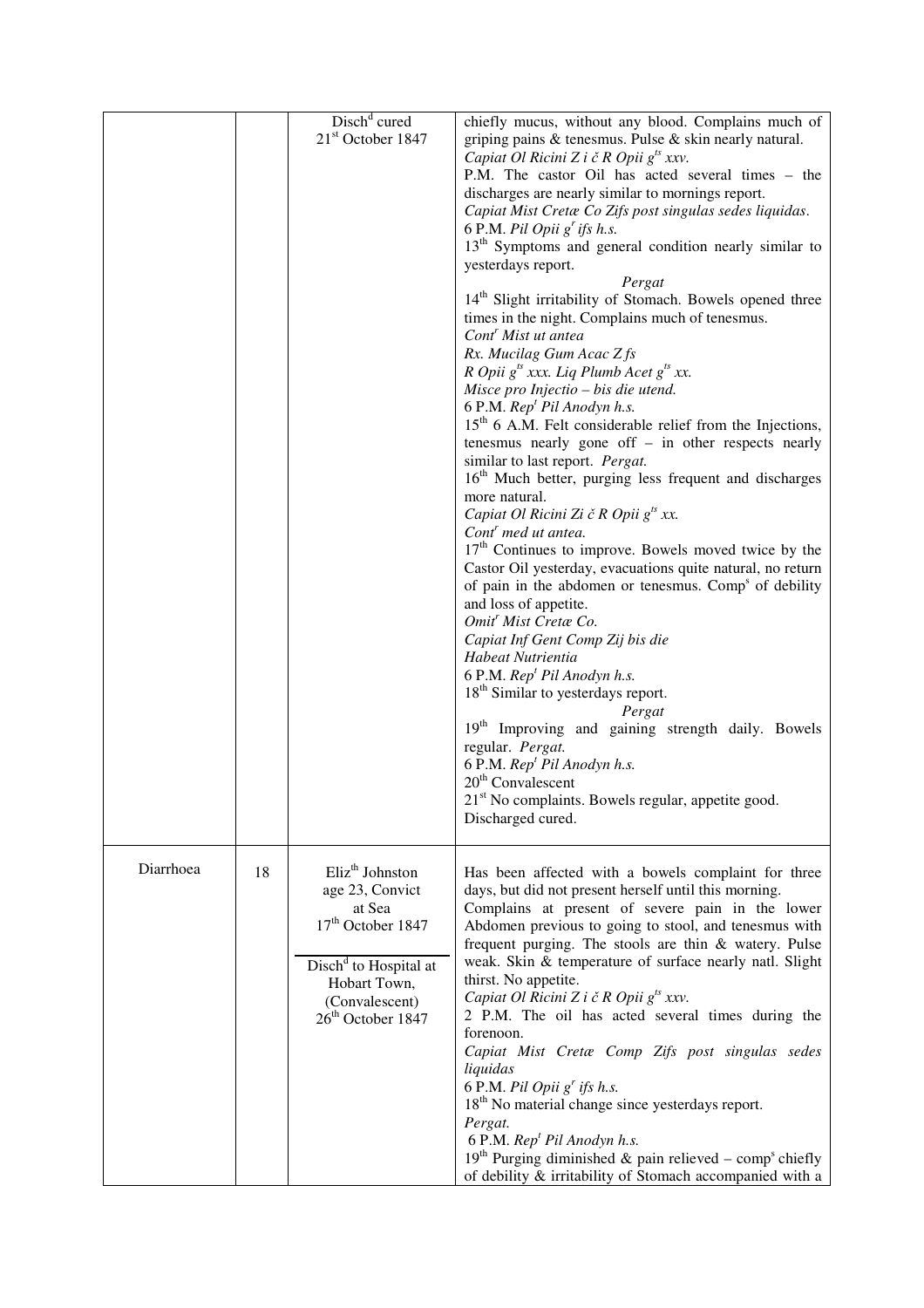| | | | |
|---|---|---|---|
| | | Disch[d] cured<br>21[st] October 1847 | chiefly mucus, without any blood. Complains much of griping pains & tenesmus. Pulse & skin nearly natural.<br>*Capiat Ol Ricini Ʒ i č R Opii g[ts] xxv.*<br>P.M. The castor Oil has acted several times – the discharges are nearly similar to mornings report.<br>*Capiat Mist Cretæ Co Ʒifs post singulas sedes liquidas*.<br>6 P.M. *Pil Opii g[r] ifs h.s.*<br>13[th] Symptoms and general condition nearly similar to yesterdays report.<br>*Pergat*<br>14[th] Slight irritability of Stomach. Bowels opened three times in the night. Complains much of tenesmus.<br>*Cont[r] Mist ut antea*<br>*Rx. Mucilag Gum Acac Ʒ fs*<br>*R Opii g[ts] xxx. Liq Plumb Acet g[ts] xx.*<br>*Misce pro Injectio – bis die utend.*<br>6 P.M. *Rep[t] Pil Anodyn h.s.*<br>15[th] 6 A.M. Felt considerable relief from the Injections, tenesmus nearly gone off – in other respects nearly similar to last report. *Pergat.*<br>16[th] Much better, purging less frequent and discharges more natural.<br>*Capiat Ol Ricini Ʒi č R Opii g[ts] xx.*<br>*Cont[r] med ut antea.*<br>17[th] Continues to improve. Bowels moved twice by the Castor Oil yesterday, evacuations quite natural, no return of pain in the abdomen or tenesmus. Comp[s] of debility and loss of appetite.<br>*Omit[r] Mist Cretæ Co.*<br>*Capiat Inf Gent Comp Ʒij bis die*<br>*Habeat Nutrientia*<br>6 P.M. *Rep[t] Pil Anodyn h.s.*<br>18[th] Similar to yesterdays report.<br>*Pergat*<br>19[th] Improving and gaining strength daily. Bowels regular. *Pergat.*<br>6 P.M. *Rep[t] Pil Anodyn h.s.*<br>20[th] Convalescent<br>21[st] No complaints. Bowels regular, appetite good. Discharged cured. |
| Diarrhoea | 18 | Eliz[th] Johnston<br>age 23, Convict<br>at Sea<br>17[th] October 1847<br><br>Disch[d] to Hospital at Hobart Town, (Convalescent)<br>26[th] October 1847 | Has been affected with a bowels complaint for three days, but did not present herself until this morning. Complains at present of severe pain in the lower Abdomen previous to going to stool, and tenesmus with frequent purging. The stools are thin & watery. Pulse weak. Skin & temperature of surface nearly natl. Slight thirst. No appetite.<br>*Capiat Ol Ricini Ʒ i č R Opii g[ts] xxv.*<br>2 P.M. The oil has acted several times during the forenoon.<br>*Capiat Mist Cretæ Comp Ʒifs post singulas sedes liquidas*<br>6 P.M. *Pil Opii g[r] ifs h.s.*<br>18[th] No material change since yesterdays report.<br>*Pergat.*<br>6 P.M. *Rep[t] Pil Anodyn h.s.*<br>19[th] Purging diminished & pain relieved – comp[s] chiefly of debility & irritability of Stomach accompanied with a |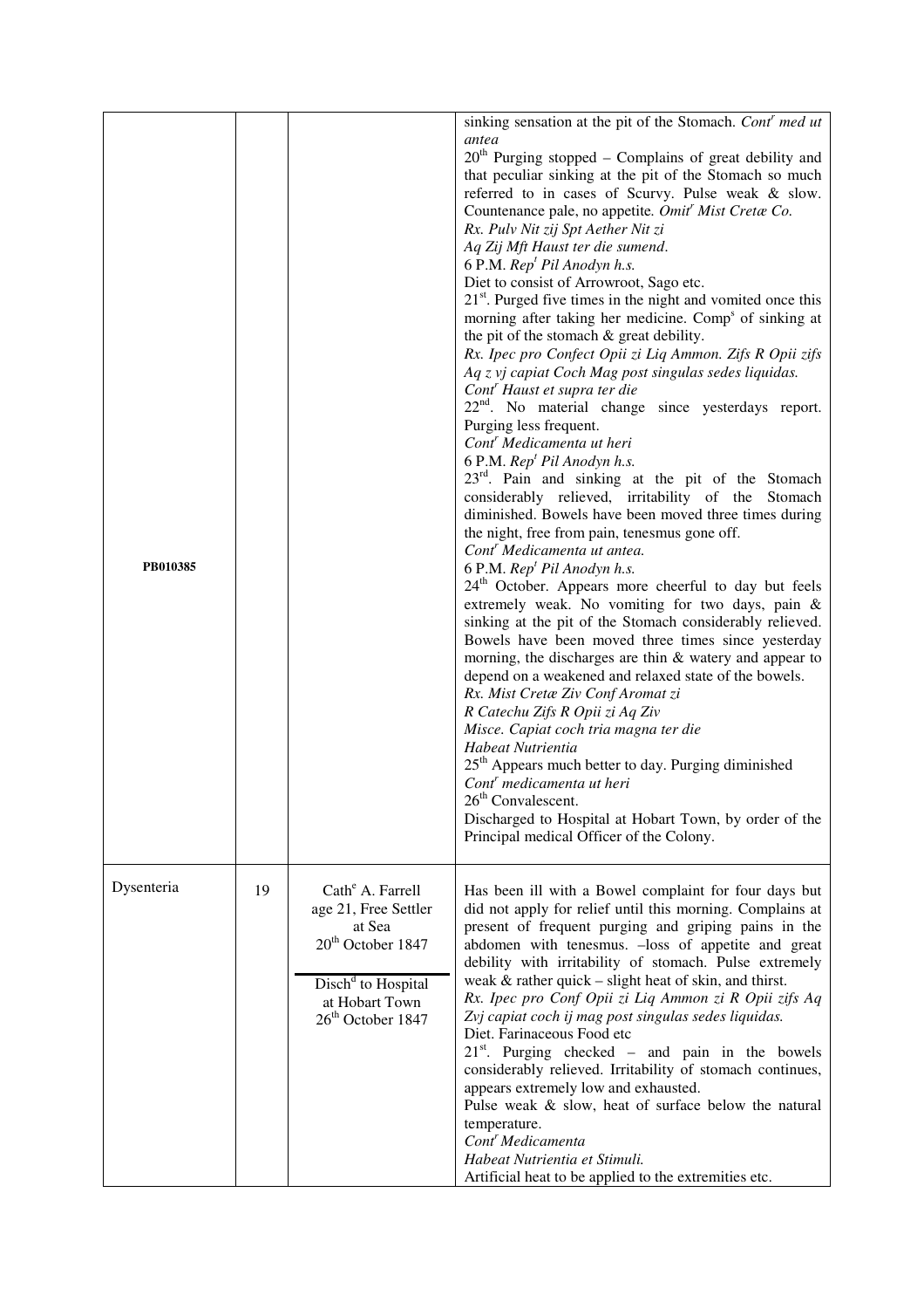| | | | |
|---|---|---|---|
| **PB010385** | | | sinking sensation at the pit of the Stomach. *Cont^r med ut antea*<br>20^th Purging stopped – Complains of great debility and that peculiar sinking at the pit of the Stomach so much referred to in cases of Scurvy. Pulse weak & slow. Countenance pale, no appetite. *Omit^r Mist Cretæ Co.*<br>*Rx. Pulv Nit ʒij Spt Aether Nit ʒi*<br>*Aq Ʒij Mft Haust ter die sumend.*<br>6 P.M. *Rep^t Pil Anodyn h.s.*<br>Diet to consist of Arrowroot, Sago etc.<br>21^st. Purged five times in the night and vomited once this morning after taking her medicine. Comp^s of sinking at the pit of the stomach & great debility.<br>*Rx. Ipec pro Confect Opii ʒi Liq Ammon. ʒifs R Opii ʒifs Aq ʒ vj capiat Coch Mag post singulas sedes liquidas.*<br>*Cont^r Haust et supra ter die*<br>22^nd. No material change since yesterdays report. Purging less frequent.<br>*Cont^r Medicamenta ut heri*<br>6 P.M. *Rep^t Pil Anodyn h.s.*<br>23^rd. Pain and sinking at the pit of the Stomach considerably relieved, irritability of the Stomach diminished. Bowels have been moved three times during the night, free from pain, tenesmus gone off.<br>*Cont^r Medicamenta ut antea.*<br>6 P.M. *Rep^t Pil Anodyn h.s.*<br>24^th October. Appears more cheerful to day but feels extremely weak. No vomiting for two days, pain & sinking at the pit of the Stomach considerably relieved. Bowels have been moved three times since yesterday morning, the discharges are thin & watery and appear to depend on a weakened and relaxed state of the bowels.<br>*Rx. Mist Cretæ Ʒiv Conf Aromat ʒi*<br>*R Catechu ʒifs R Opii ʒi Aq Ʒiv*<br>*Misce. Capiat coch tria magna ter die*<br>*Habeat Nutrientia*<br>25^th Appears much better to day. Purging diminished<br>*Cont^r medicamenta ut heri*<br>26^th Convalescent.<br>Discharged to Hospital at Hobart Town, by order of the Principal medical Officer of the Colony. |
| Dysenteria | 19 | Cath^e A. Farrell<br>age 21, Free Settler<br>at Sea<br>20^th October 1847<br>———<br>Disch^d to Hospital at Hobart Town<br>26^th October 1847 | Has been ill with a Bowel complaint for four days but did not apply for relief until this morning. Complains at present of frequent purging and griping pains in the abdomen with tenesmus. –loss of appetite and great debility with irritability of stomach. Pulse extremely weak & rather quick – slight heat of skin, and thirst.<br>*Rx. Ipec pro Conf Opii ʒi Liq Ammon ʒi R Opii ʒifs Aq Ʒvj capiat coch ij mag post singulas sedes liquidas.*<br>Diet. Farinaceous Food etc<br>21^st. Purging checked – and pain in the bowels considerably relieved. Irritability of stomach continues, appears extremely low and exhausted.<br>Pulse weak & slow, heat of surface below the natural temperature.<br>*Cont^r Medicamenta*<br>*Habeat Nutrientia et Stimuli.*<br>Artificial heat to be applied to the extremities etc. |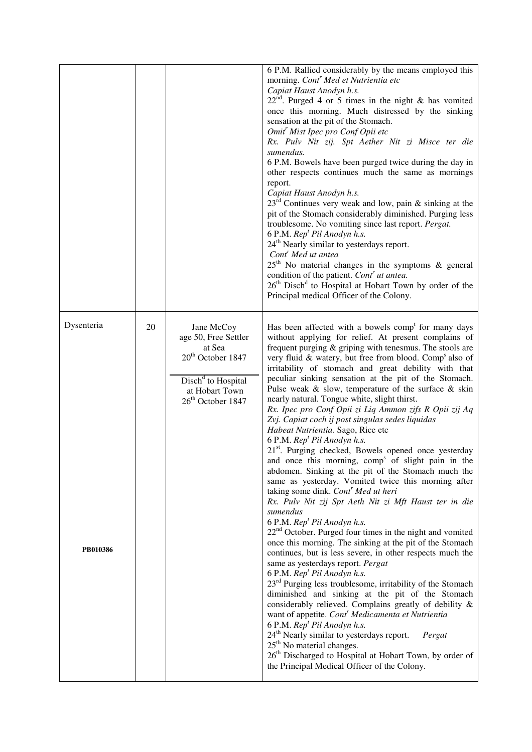| | | | |
|---|---|---|---|
| | | | 6 P.M. Rallied considerably by the means employed this morning. *Cont^r Med et Nutrientia etc*<br>*Capiat Haust Anodyn h.s.*<br>22nd. Purged 4 or 5 times in the night & has vomited once this morning. Much distressed by the sinking sensation at the pit of the Stomach.<br>*Omit^r Mist Ipec pro Conf Opii etc*<br>*Rx. Pulv Nit zij. Spt Aether Nit zi Misce ter die sumendus.*<br>6 P.M. Bowels have been purged twice during the day in other respects continues much the same as mornings report.<br>*Capiat Haust Anodyn h.s.*<br>23rd Continues very weak and low, pain & sinking at the pit of the Stomach considerably diminished. Purging less troublesome. No vomiting since last report. *Pergat.*<br>6 P.M. *Rep^t Pil Anodyn h.s.*<br>24th Nearly similar to yesterdays report.<br>*Cont^r Med ut antea*<br>25th No material changes in the symptoms & general condition of the patient. *Cont^r ut antea.*<br>26th Disch^d to Hospital at Hobart Town by order of the Principal medical Officer of the Colony. |
| Dysenteria<br><br>**PB010386** | 20 | Jane McCoy<br>age 50, Free Settler<br>at Sea<br>20th October 1847<br><br>Disch^d to Hospital<br>at Hobart Town<br>26th October 1847 | Has been affected with a bowels comp^t for many days without applying for relief. At present complains of frequent purging & griping with tenesmus. The stools are very fluid & watery, but free from blood. Comp^s also of irritability of stomach and great debility with that peculiar sinking sensation at the pit of the Stomach. Pulse weak & slow, temperature of the surface & skin nearly natural. Tongue white, slight thirst.<br>*Rx. Ipec pro Conf Opii zi Liq Ammon zifs R Opii zij Aq Zvj. Capiat coch ij post singulas sedes liquidas*<br>*Habeat Nutrientia.* Sago, Rice etc<br>6 P.M. *Rep^t Pil Anodyn h.s.*<br>21st. Purging checked, Bowels opened once yesterday and once this morning, comp^s of slight pain in the abdomen. Sinking at the pit of the Stomach much the same as yesterday. Vomited twice this morning after taking some dink. *Cont^r Med ut heri*<br>*Rx. Pulv Nit zij Spt Aeth Nit zi Mft Haust ter in die sumendus*<br>6 P.M. *Rep^t Pil Anodyn h.s.*<br>22nd October. Purged four times in the night and vomited once this morning. The sinking at the pit of the Stomach continues, but is less severe, in other respects much the same as yesterdays report. *Pergat*<br>6 P.M. *Rep^t Pil Anodyn h.s.*<br>23rd Purging less troublesome, irritability of the Stomach diminished and sinking at the pit of the Stomach considerably relieved. Complains greatly of debility & want of appetite. *Cont^r Medicamenta et Nutrientia*<br>6 P.M. *Rep^t Pil Anodyn h.s.*<br>24th Nearly similar to yesterdays report. *Pergat*<br>25th No material changes.<br>26th Discharged to Hospital at Hobart Town, by order of the Principal Medical Officer of the Colony. |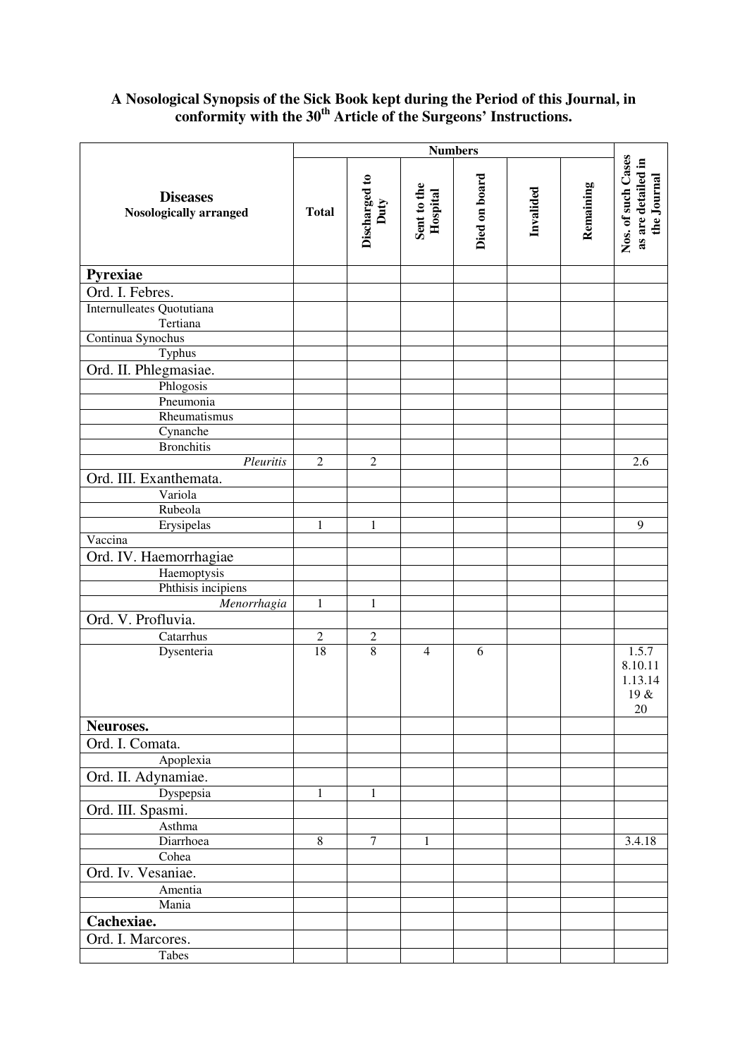**A Nosological Synopsis of the Sick Book kept during the Period of this Journal, in conformity with the 30th Article of the Surgeons' Instructions.**

| Diseases Nosologically arranged | Numbers | | | | | | Nos. of such Cases as are detailed in the Journal |
|---|---|---|---|---|---|---|---|
| | Total | Discharged to Duty | Sent to the Hospital | Died on board | Invalided | Remaining | |
| **Pyrexiae** | | | | | | | |
| Ord. I. Febres. | | | | | | | |
| Internulleates Quotutiana | | | | | | | |
| Tertiana | | | | | | | |
| Continua Synochus | | | | | | | |
| Typhus | | | | | | | |
| Ord. II. Phlegmasiae. | | | | | | | |
| Phlogosis | | | | | | | |
| Pneumonia | | | | | | | |
| Rheumatismus | | | | | | | |
| Cynanche | | | | | | | |
| Bronchitis | | | | | | | |
| *Pleuritis* | 2 | 2 | | | | | 2.6 |
| Ord. III. Exanthemata. | | | | | | | |
| Variola | | | | | | | |
| Rubeola | | | | | | | |
| Erysipelas | 1 | 1 | | | | | 9 |
| Vaccina | | | | | | | |
| Ord. IV. Haemorrhagiae | | | | | | | |
| Haemoptysis | | | | | | | |
| Phthisis incipiens | | | | | | | |
| *Menorrhagia* | 1 | 1 | | | | | |
| Ord. V. Profluvia. | | | | | | | |
| Catarrhus | 2 | 2 | | | | | |
| Dysenteria | 18 | 8 | 4 | 6 | | | 1.5.7 8.10.11 1.13.14 19 & 20 |
| **Neuroses.** | | | | | | | |
| Ord. I. Comata. | | | | | | | |
| Apoplexia | | | | | | | |
| Ord. II. Adynamiae. | | | | | | | |
| Dyspepsia | 1 | 1 | | | | | |
| Ord. III. Spasmi. | | | | | | | |
| Asthma | | | | | | | |
| Diarrhoea | 8 | 7 | 1 | | | | 3.4.18 |
| Cohea | | | | | | | |
| Ord. Iv. Vesaniae. | | | | | | | |
| Amentia | | | | | | | |
| Mania | | | | | | | |
| **Cachexiae.** | | | | | | | |
| Ord. I. Marcores. | | | | | | | |
| Tabes | | | | | | | |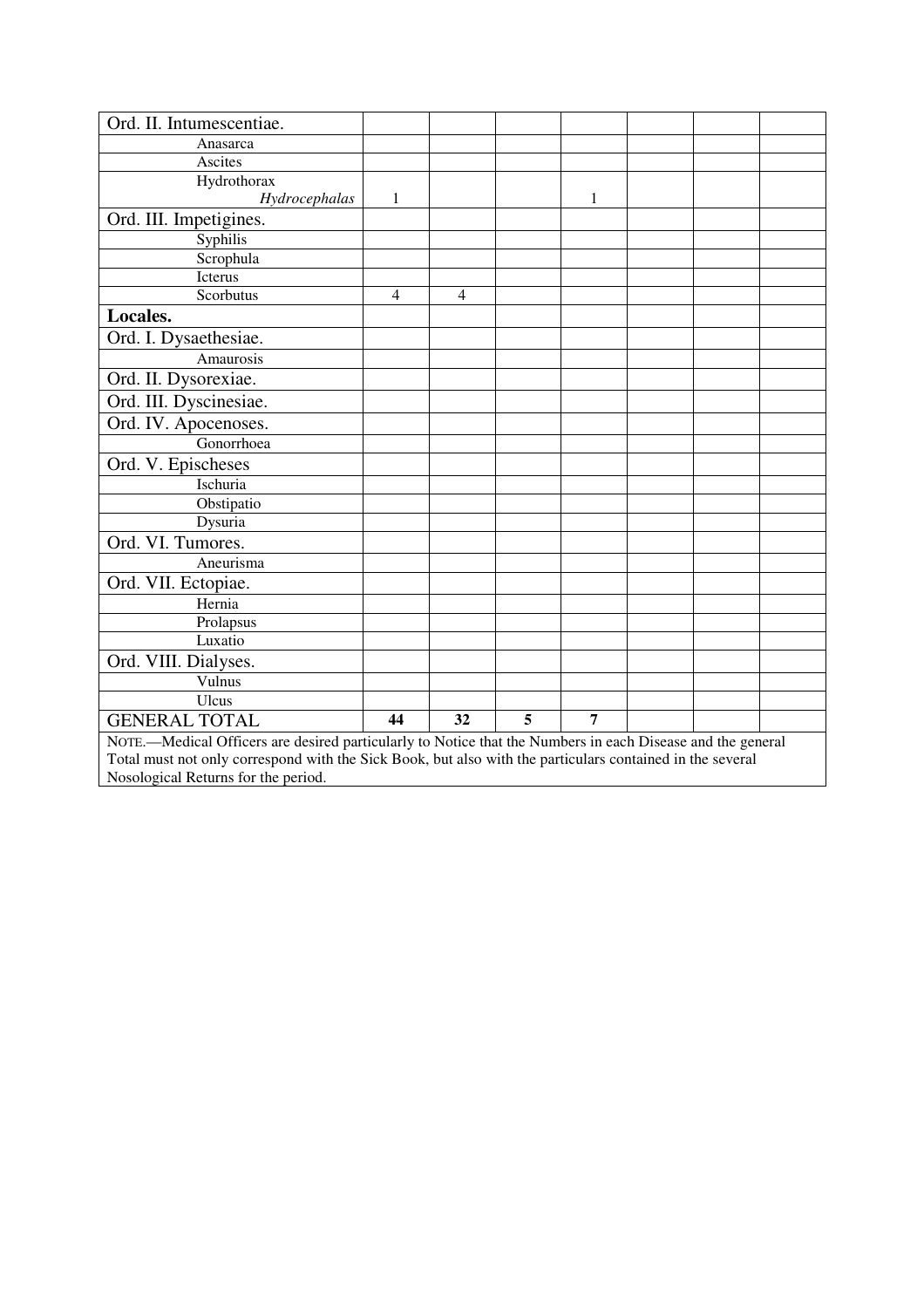| Ord. II. Intumescentiae. | | | | | | | |
|---|---|---|---|---|---|---|---|
| Anasarca | | | | | | | |
| Ascites | | | | | | | |
| Hydrothorax *Hydrocephalas* | 1 | | | 1 | | | |
| Ord. III. Impetigines. | | | | | | | |
| Syphilis | | | | | | | |
| Scrophula | | | | | | | |
| Icterus | | | | | | | |
| Scorbutus | 4 | 4 | | | | | |
| **Locales.** | | | | | | | |
| Ord. I. Dysaethesiae. | | | | | | | |
| Amaurosis | | | | | | | |
| Ord. II. Dysorexiae. | | | | | | | |
| Ord. III. Dyscinesiae. | | | | | | | |
| Ord. IV. Apocenoses. | | | | | | | |
| Gonorrhoea | | | | | | | |
| Ord. V. Epischeses | | | | | | | |
| Ischuria | | | | | | | |
| Obstipatio | | | | | | | |
| Dysuria | | | | | | | |
| Ord. VI. Tumores. | | | | | | | |
| Aneurisma | | | | | | | |
| Ord. VII. Ectopiae. | | | | | | | |
| Hernia | | | | | | | |
| Prolapsus | | | | | | | |
| Luxatio | | | | | | | |
| Ord. VIII. Dialyses. | | | | | | | |
| Vulnus | | | | | | | |
| Ulcus | | | | | | | |
| GENERAL TOTAL | **44** | **32** | **5** | **7** | | | |

NOTE.—Medical Officers are desired particularly to Notice that the Numbers in each Disease and the general Total must not only correspond with the Sick Book, but also with the particulars contained in the several Nosological Returns for the period.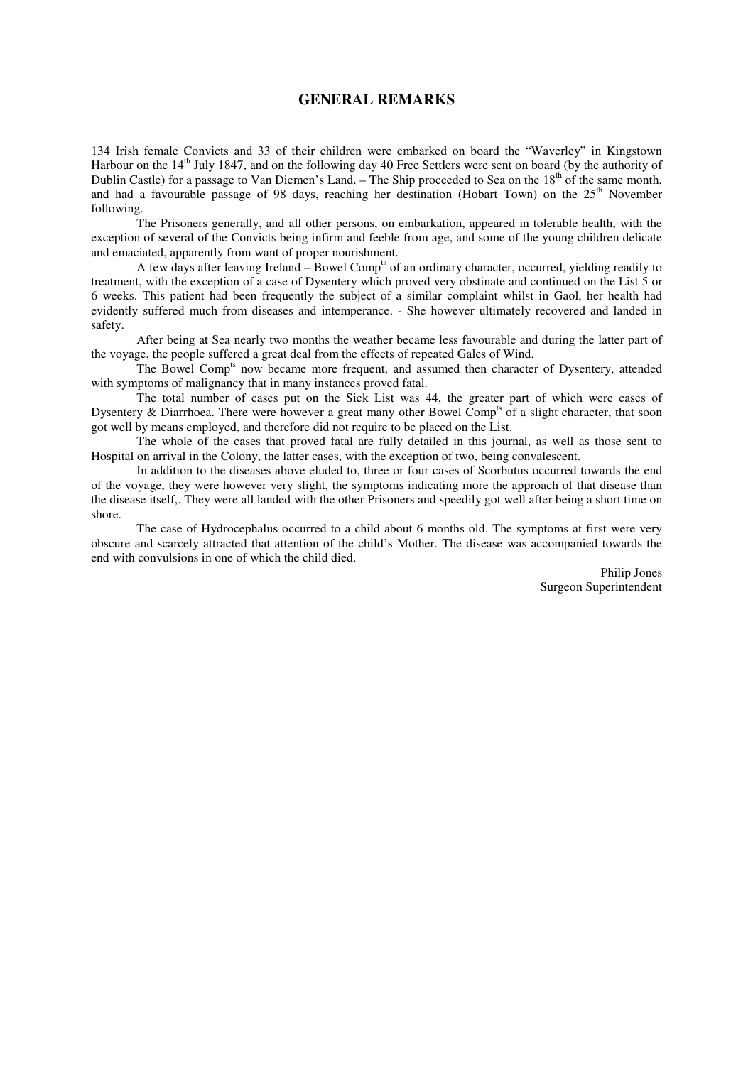## GENERAL REMARKS

134 Irish female Convicts and 33 of their children were embarked on board the "Waverley" in Kingstown Harbour on the 14th July 1847, and on the following day 40 Free Settlers were sent on board (by the authority of Dublin Castle) for a passage to Van Diemen's Land. – The Ship proceeded to Sea on the 18th of the same month, and had a favourable passage of 98 days, reaching her destination (Hobart Town) on the 25th November following.

The Prisoners generally, and all other persons, on embarkation, appeared in tolerable health, with the exception of several of the Convicts being infirm and feeble from age, and some of the young children delicate and emaciated, apparently from want of proper nourishment.

A few days after leaving Ireland – Bowel Compts of an ordinary character, occurred, yielding readily to treatment, with the exception of a case of Dysentery which proved very obstinate and continued on the List 5 or 6 weeks. This patient had been frequently the subject of a similar complaint whilst in Gaol, her health had evidently suffered much from diseases and intemperance. - She however ultimately recovered and landed in safety.

After being at Sea nearly two months the weather became less favourable and during the latter part of the voyage, the people suffered a great deal from the effects of repeated Gales of Wind.

The Bowel Compts now became more frequent, and assumed then character of Dysentery, attended with symptoms of malignancy that in many instances proved fatal.

The total number of cases put on the Sick List was 44, the greater part of which were cases of Dysentery & Diarrhoea. There were however a great many other Bowel Compts of a slight character, that soon got well by means employed, and therefore did not require to be placed on the List.

The whole of the cases that proved fatal are fully detailed in this journal, as well as those sent to Hospital on arrival in the Colony, the latter cases, with the exception of two, being convalescent.

In addition to the diseases above eluded to, three or four cases of Scorbutus occurred towards the end of the voyage, they were however very slight, the symptoms indicating more the approach of that disease than the disease itself,. They were all landed with the other Prisoners and speedily got well after being a short time on shore.

The case of Hydrocephalus occurred to a child about 6 months old. The symptoms at first were very obscure and scarcely attracted that attention of the child's Mother. The disease was accompanied towards the end with convulsions in one of which the child died.

Philip Jones
Surgeon Superintendent